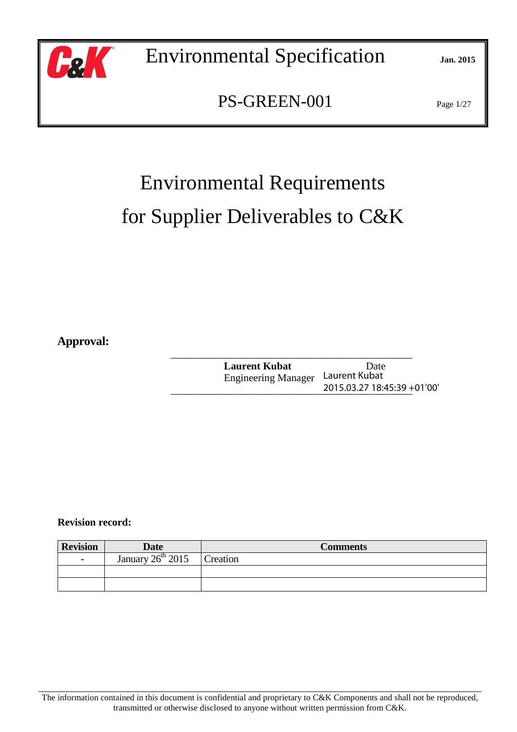# Environmental Specification

**Jan. 2015**

## PS-GREEN-001

# Environmental Requirements for Supplier Deliverables to C&K

**Approval:**

**Laurent Kubat**
Engineering Manager

Date
Laurent Kubat
2015.03.27 18:45:39 +01'00'

**Revision record:**

| Revision | Date | Comments |
|---|---|---|
| - | January 26th 2015 | Creation |
| | | |
| | | |

The information contained in this document is confidential and proprietary to C&K Components and shall not be reproduced, transmitted or otherwise disclosed to anyone without written permission from C&K.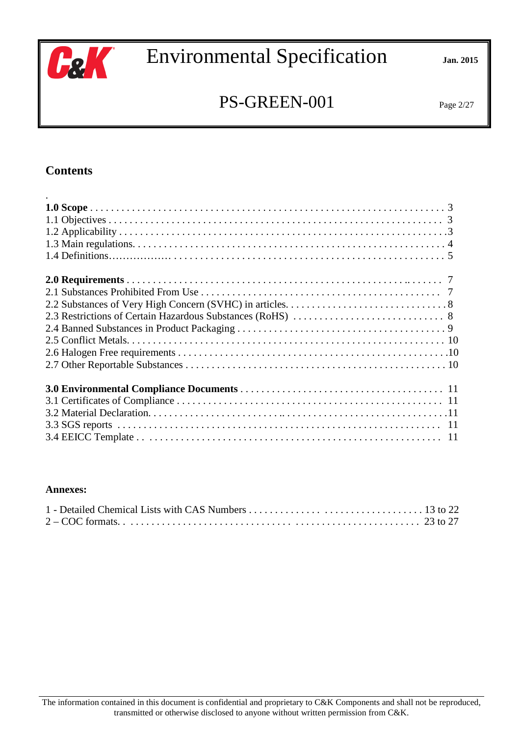## Contents

.

**1.0 Scope** . . . . . . . . . . . . . . . . . . . . . . . . . . . . . . . . . . . . . . . . . . . . . . . . . . . . . . . . . . . . . 3
1.1 Objectives . . . . . . . . . . . . . . . . . . . . . . . . . . . . . . . . . . . . . . . . . . . . . . . . . . . . . . . . . . . . 3
1.2 Applicability . . . . . . . . . . . . . . . . . . . . . . . . . . . . . . . . . . . . . . . . . . . . . . . . . . . . . . . . . . .3
1.3 Main regulations. . . . . . . . . . . . . . . . . . . . . . . . . . . . . . . . . . . . . . . . . . . . . . . . . . . . . . . . 4
1.4 Definitions……………. . . . . . . . . . . . . . . . . . . . . . . . . . . . . . . . . . . . . . . . . . . . . . . . . . . . 5

**2.0 Requirements** . . . . . . . . . . . . . . . . . . . . . . . . . . . . . . . . . . . . . . . . . . . . . . . . . . . . .. . . . . . . 7
2.1 Substances Prohibited From Use . . . . . . . . . . . . . . . . . . . . . . . . . . . . . . . . . . . . . . . . . . . . . . 7
2.2 Substances of Very High Concern (SVHC) in articles. . . . . . . . . . . . . . . . . . . . . . . . . . . . . . . .8
2.3 Restrictions of Certain Hazardous Substances (RoHS) . . . . . . . . . . . . . . . . . . . . . . . . . . . . . 8
2.4 Banned Substances in Product Packaging . . . . . . . . . . . . . . . . . . . . . . . . . . . . . . . . . . . . . . . 9
2.5 Conflict Metals. . . . . . . . . . . . . . . . . . . . . . . . . . . . . . . . . . . . . . . . . . . . . . . . . . . . . . . . . . 10
2.6 Halogen Free requirements . . . . . . . . . . . . . . . . . . . . . . . . . . . . . . . . . . . . . . . . . . . . . . . . . .10
2.7 Other Reportable Substances . . . . . . . . . . . . . . . . . . . . . . . . . . . . . . . . . . . . . . . . . . . . . . . . 10

**3.0 Environmental Compliance Documents** . . . . . . . . . . . . . . . . . . . . . . . . . . . . . . . . . . . . . 11
3.1 Certificates of Compliance . . . . . . . . . . . . . . . . . . . . . . . . . . . . . . . . . . . . . . . . . . . . . . . . . 11
3.2 Material Declaration. . . . . . . . . . . . . . . . . . . . . . . . . .. . . . . . . . . . . . . . . . . . . . . . . . . . . . . . .11
3.3 SGS reports . . . . . . . . . . . . . . . . . . . . . . . . . . . . . . . . . . . . . . . . . . . . . . . . . . . . . . . . . . . . 11
3.4 EEICC Template . . . . . . . . . . . . . . . . . . . . . . . . . . . . . . . . . . . . . . . . . . . . . . . . . . . . . . . . 11

**Annexes:**

1 - Detailed Chemical Lists with CAS Numbers . . . . . . . . . . . . . . . . . . . . . . . . . . . . . . . . . . . 13 to 22
2 – COC formats. . . . . . . . . . . . . . . . . . . . . . . . . . . . . . . . . . . . . . . . . . . . . . . . . . . . . . . . . . 23 to 27

The information contained in this document is confidential and proprietary to C&K Components and shall not be reproduced, transmitted or otherwise disclosed to anyone without written permission from C&K.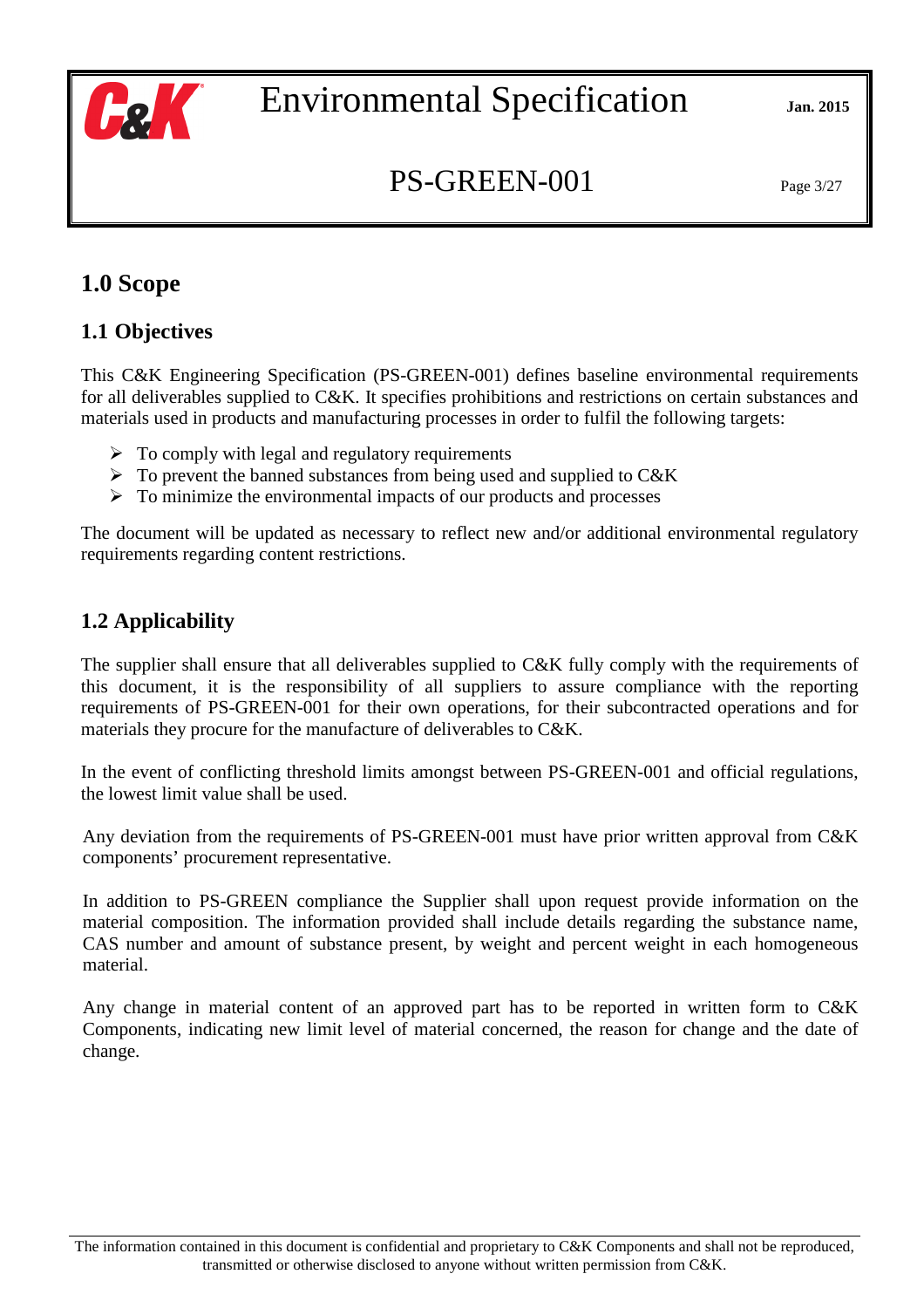# 1.0 Scope

## 1.1 Objectives

This C&K Engineering Specification (PS-GREEN-001) defines baseline environmental requirements for all deliverables supplied to C&K. It specifies prohibitions and restrictions on certain substances and materials used in products and manufacturing processes in order to fulfil the following targets:

- To comply with legal and regulatory requirements
- To prevent the banned substances from being used and supplied to C&K
- To minimize the environmental impacts of our products and processes

The document will be updated as necessary to reflect new and/or additional environmental regulatory requirements regarding content restrictions.

## 1.2 Applicability

The supplier shall ensure that all deliverables supplied to C&K fully comply with the requirements of this document, it is the responsibility of all suppliers to assure compliance with the reporting requirements of PS-GREEN-001 for their own operations, for their subcontracted operations and for materials they procure for the manufacture of deliverables to C&K.

In the event of conflicting threshold limits amongst between PS-GREEN-001 and official regulations, the lowest limit value shall be used.

Any deviation from the requirements of PS-GREEN-001 must have prior written approval from C&K components' procurement representative.

In addition to PS-GREEN compliance the Supplier shall upon request provide information on the material composition. The information provided shall include details regarding the substance name, CAS number and amount of substance present, by weight and percent weight in each homogeneous material.

Any change in material content of an approved part has to be reported in written form to C&K Components, indicating new limit level of material concerned, the reason for change and the date of change.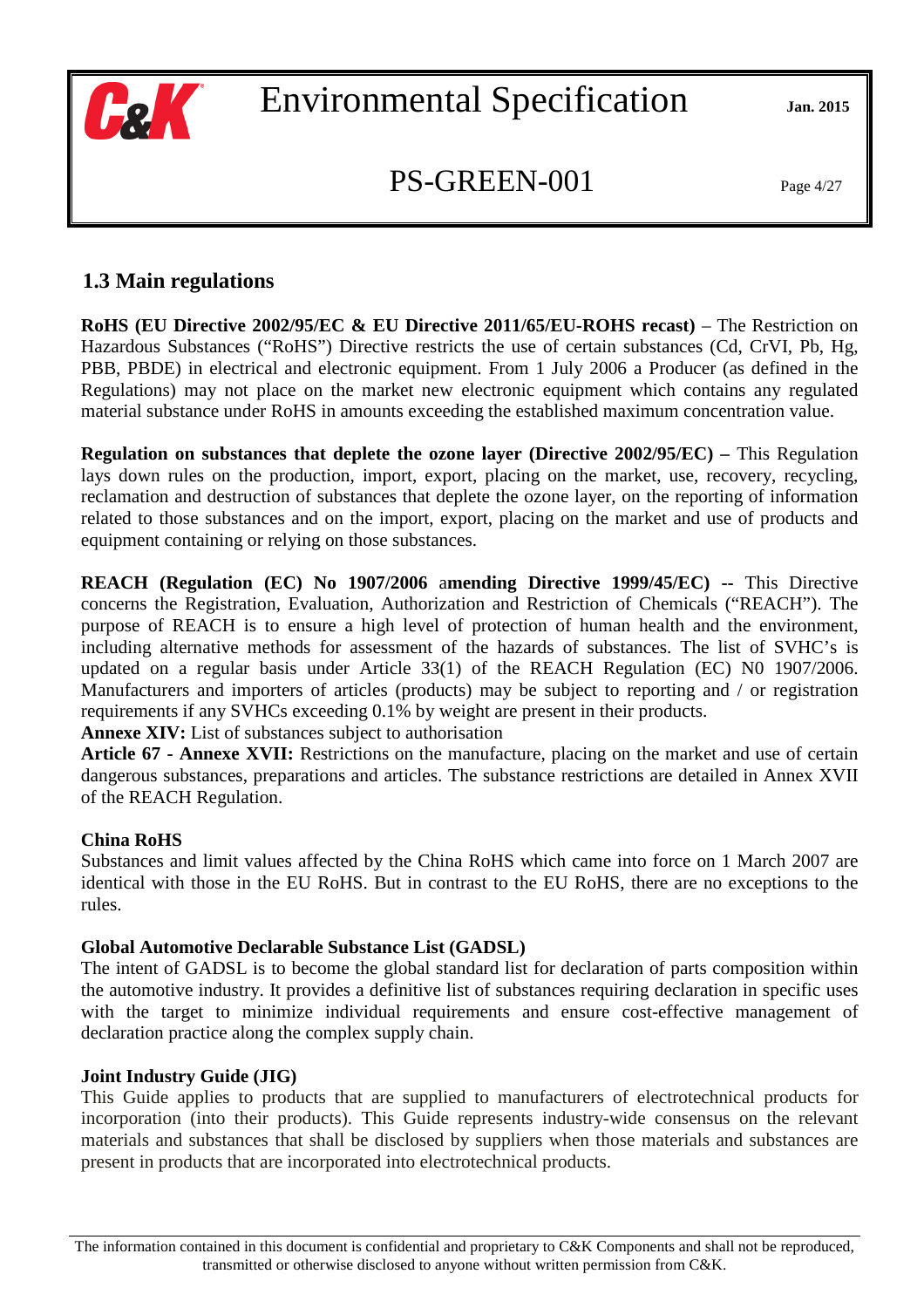## 1.3 Main regulations

**RoHS (EU Directive 2002/95/EC & EU Directive 2011/65/EU-ROHS recast)** – The Restriction on Hazardous Substances ("RoHS") Directive restricts the use of certain substances (Cd, CrVI, Pb, Hg, PBB, PBDE) in electrical and electronic equipment. From 1 July 2006 a Producer (as defined in the Regulations) may not place on the market new electronic equipment which contains any regulated material substance under RoHS in amounts exceeding the established maximum concentration value.

**Regulation on substances that deplete the ozone layer (Directive 2002/95/EC) –** This Regulation lays down rules on the production, import, export, placing on the market, use, recovery, recycling, reclamation and destruction of substances that deplete the ozone layer, on the reporting of information related to those substances and on the import, export, placing on the market and use of products and equipment containing or relying on those substances.

**REACH (Regulation (EC) No 1907/2006** a**mending Directive 1999/45/EC) --** This Directive concerns the Registration, Evaluation, Authorization and Restriction of Chemicals ("REACH"). The purpose of REACH is to ensure a high level of protection of human health and the environment, including alternative methods for assessment of the hazards of substances. The list of SVHC's is updated on a regular basis under Article 33(1) of the REACH Regulation (EC) N0 1907/2006. Manufacturers and importers of articles (products) may be subject to reporting and / or registration requirements if any SVHCs exceeding 0.1% by weight are present in their products.
**Annexe XIV:** List of substances subject to authorisation
**Article 67 - Annexe XVII:** Restrictions on the manufacture, placing on the market and use of certain dangerous substances, preparations and articles. The substance restrictions are detailed in Annex XVII of the REACH Regulation.

**China RoHS**
Substances and limit values affected by the China RoHS which came into force on 1 March 2007 are identical with those in the EU RoHS. But in contrast to the EU RoHS, there are no exceptions to the rules.

**Global Automotive Declarable Substance List (GADSL)**
The intent of GADSL is to become the global standard list for declaration of parts composition within the automotive industry. It provides a definitive list of substances requiring declaration in specific uses with the target to minimize individual requirements and ensure cost-effective management of declaration practice along the complex supply chain.

**Joint Industry Guide (JIG)**
This Guide applies to products that are supplied to manufacturers of electrotechnical products for incorporation (into their products). This Guide represents industry-wide consensus on the relevant materials and substances that shall be disclosed by suppliers when those materials and substances are present in products that are incorporated into electrotechnical products.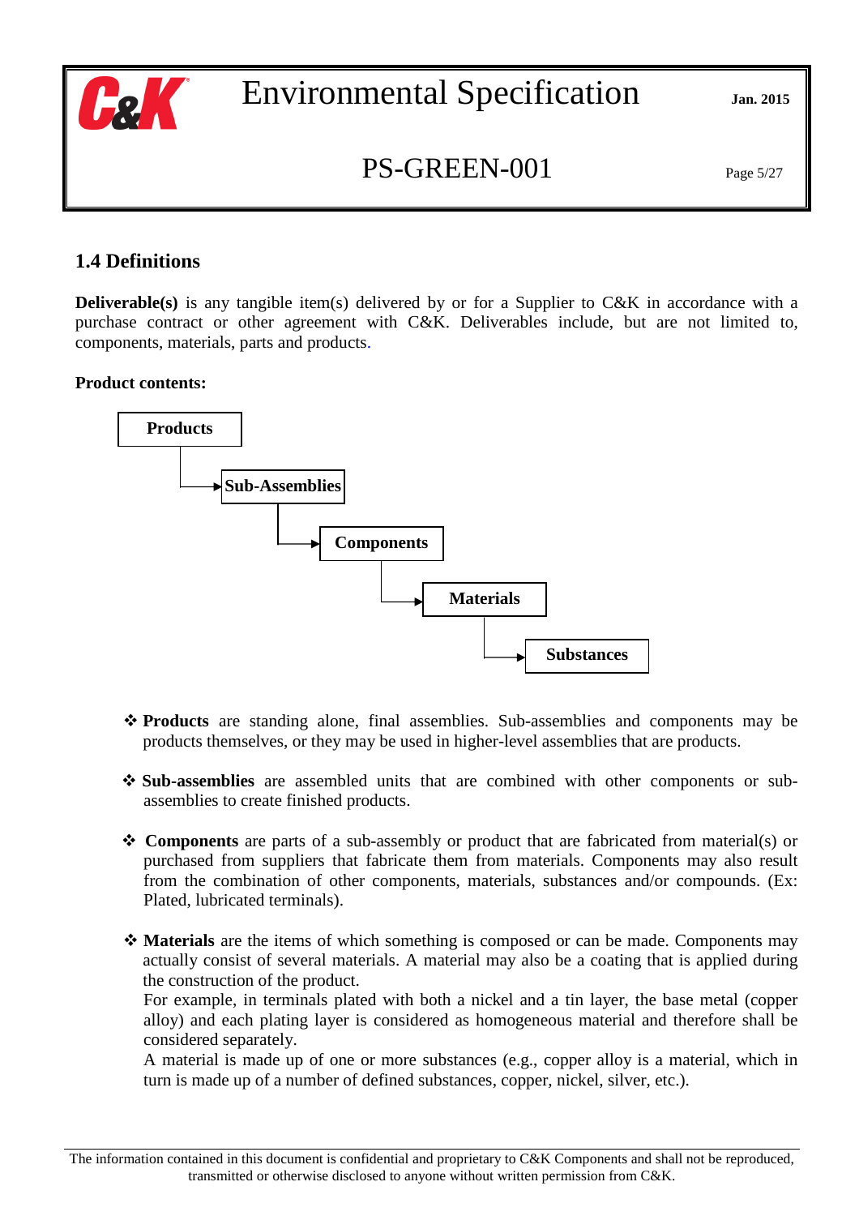## 1.4 Definitions

**Deliverable(s)** is any tangible item(s) delivered by or for a Supplier to C&K in accordance with a purchase contract or other agreement with C&K. Deliverables include, but are not limited to, components, materials, parts and products.

**Product contents:**

**Products** → **Sub-Assemblies** → **Components** → **Materials** → **Substances**

- **Products** are standing alone, final assemblies. Sub-assemblies and components may be products themselves, or they may be used in higher-level assemblies that are products.

- **Sub-assemblies** are assembled units that are combined with other components or sub-assemblies to create finished products.

- **Components** are parts of a sub-assembly or product that are fabricated from material(s) or purchased from suppliers that fabricate them from materials. Components may also result from the combination of other components, materials, substances and/or compounds. (Ex: Plated, lubricated terminals).

- **Materials** are the items of which something is composed or can be made. Components may actually consist of several materials. A material may also be a coating that is applied during the construction of the product.
  For example, in terminals plated with both a nickel and a tin layer, the base metal (copper alloy) and each plating layer is considered as homogeneous material and therefore shall be considered separately.
  A material is made up of one or more substances (e.g., copper alloy is a material, which in turn is made up of a number of defined substances, copper, nickel, silver, etc.).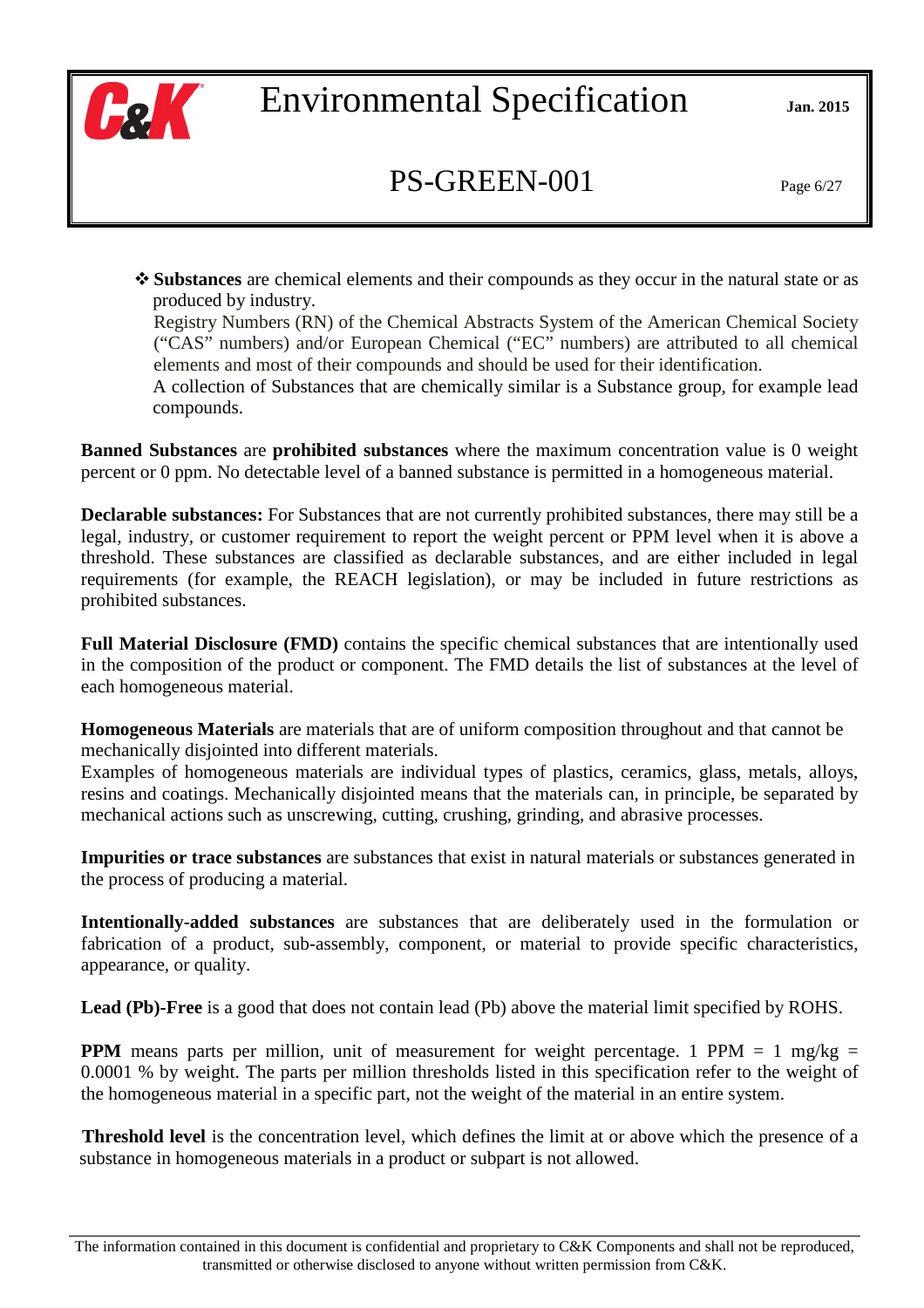- **Substances** are chemical elements and their compounds as they occur in the natural state or as produced by industry.
  Registry Numbers (RN) of the Chemical Abstracts System of the American Chemical Society ("CAS" numbers) and/or European Chemical ("EC" numbers) are attributed to all chemical elements and most of their compounds and should be used for their identification.
  A collection of Substances that are chemically similar is a Substance group, for example lead compounds.

**Banned Substances** are **prohibited substances** where the maximum concentration value is 0 weight percent or 0 ppm. No detectable level of a banned substance is permitted in a homogeneous material.

**Declarable substances:** For Substances that are not currently prohibited substances, there may still be a legal, industry, or customer requirement to report the weight percent or PPM level when it is above a threshold. These substances are classified as declarable substances, and are either included in legal requirements (for example, the REACH legislation), or may be included in future restrictions as prohibited substances.

**Full Material Disclosure (FMD)** contains the specific chemical substances that are intentionally used in the composition of the product or component. The FMD details the list of substances at the level of each homogeneous material.

**Homogeneous Materials** are materials that are of uniform composition throughout and that cannot be mechanically disjointed into different materials.
Examples of homogeneous materials are individual types of plastics, ceramics, glass, metals, alloys, resins and coatings. Mechanically disjointed means that the materials can, in principle, be separated by mechanical actions such as unscrewing, cutting, crushing, grinding, and abrasive processes.

**Impurities or trace substances** are substances that exist in natural materials or substances generated in the process of producing a material.

**Intentionally-added substances** are substances that are deliberately used in the formulation or fabrication of a product, sub-assembly, component, or material to provide specific characteristics, appearance, or quality.

**Lead (Pb)-Free** is a good that does not contain lead (Pb) above the material limit specified by ROHS.

**PPM** means parts per million, unit of measurement for weight percentage. 1 PPM = 1 mg/kg = 0.0001 % by weight. The parts per million thresholds listed in this specification refer to the weight of the homogeneous material in a specific part, not the weight of the material in an entire system.

**Threshold level** is the concentration level, which defines the limit at or above which the presence of a substance in homogeneous materials in a product or subpart is not allowed.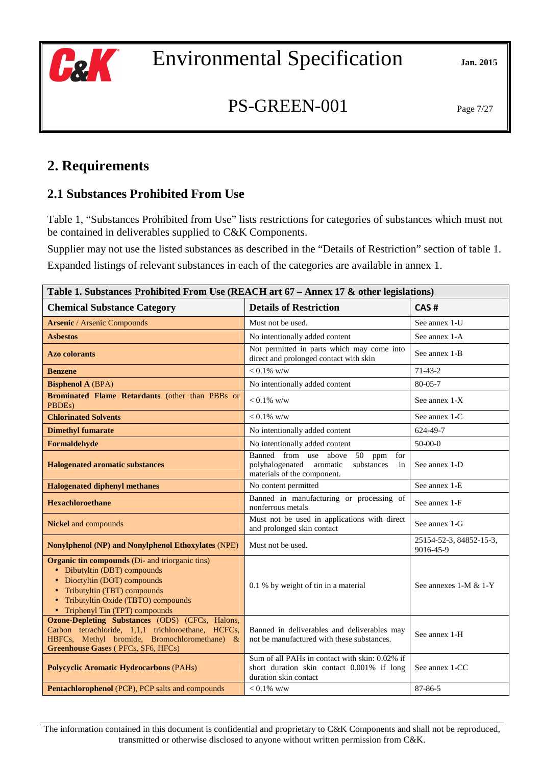## 2. Requirements

### 2.1 Substances Prohibited From Use

Table 1, "Substances Prohibited from Use" lists restrictions for categories of substances which must not be contained in deliverables supplied to C&K Components.

Supplier may not use the listed substances as described in the "Details of Restriction" section of table 1.

Expanded listings of relevant substances in each of the categories are available in annex 1.

**Table 1. Substances Prohibited From Use (REACH art 67 – Annex 17 & other legislations)**

| Chemical Substance Category | Details of Restriction | CAS # |
|---|---|---|
| **Arsenic** / Arsenic Compounds | Must not be used. | See annex 1-U |
| **Asbestos** | No intentionally added content | See annex 1-A |
| **Azo colorants** | Not permitted in parts which may come into direct and prolonged contact with skin | See annex 1-B |
| **Benzene** | < 0.1% w/w | 71-43-2 |
| **Bisphenol A** (BPA) | No intentionally added content | 80-05-7 |
| **Brominated Flame Retardants** (other than PBBs or PBDEs) | < 0.1% w/w | See annex 1-X |
| **Chlorinated Solvents** | < 0.1% w/w | See annex 1-C |
| **Dimethyl fumarate** | No intentionally added content | 624-49-7 |
| **Formaldehyde** | No intentionally added content | 50-00-0 |
| **Halogenated aromatic substances** | Banned from use above 50 ppm for polyhalogenated aromatic substances in materials of the component. | See annex 1-D |
| **Halogenated diphenyl methanes** | No content permitted | See annex 1-E |
| **Hexachloroethane** | Banned in manufacturing or processing of nonferrous metals | See annex 1-F |
| **Nickel** and compounds | Must not be used in applications with direct and prolonged skin contact | See annex 1-G |
| **Nonylphenol (NP) and Nonylphenol Ethoxylates** (NPE) | Must not be used. | 25154-52-3, 84852-15-3, 9016-45-9 |
| **Organic tin compounds** (Di- and triorganic tins)<br>• Dibutyltin (DBT) compounds<br>• Dioctyltin (DOT) compounds<br>• Tributyltin (TBT) compounds<br>• Tributyltin Oxide (TBTO) compounds<br>• Triphenyl Tin (TPT) compounds | 0.1 % by weight of tin in a material | See annexes 1-M & 1-Y |
| **Ozone-Depleting Substances** (ODS) (CFCs, Halons, Carbon tetrachloride, 1,1,1 trichloroethane, HCFCs, HBFCs, Methyl bromide, Bromochloromethane) & **Greenhouse Gases** ( PFCs, SF6, HFCs) | Banned in deliverables and deliverables may not be manufactured with these substances. | See annex 1-H |
| **Polycyclic Aromatic Hydrocarbons** (PAHs) | Sum of all PAHs in contact with skin: 0.02% if short duration skin contact 0.001% if long duration skin contact | See annex 1-CC |
| **Pentachlorophenol** (PCP), PCP salts and compounds | < 0.1% w/w | 87-86-5 |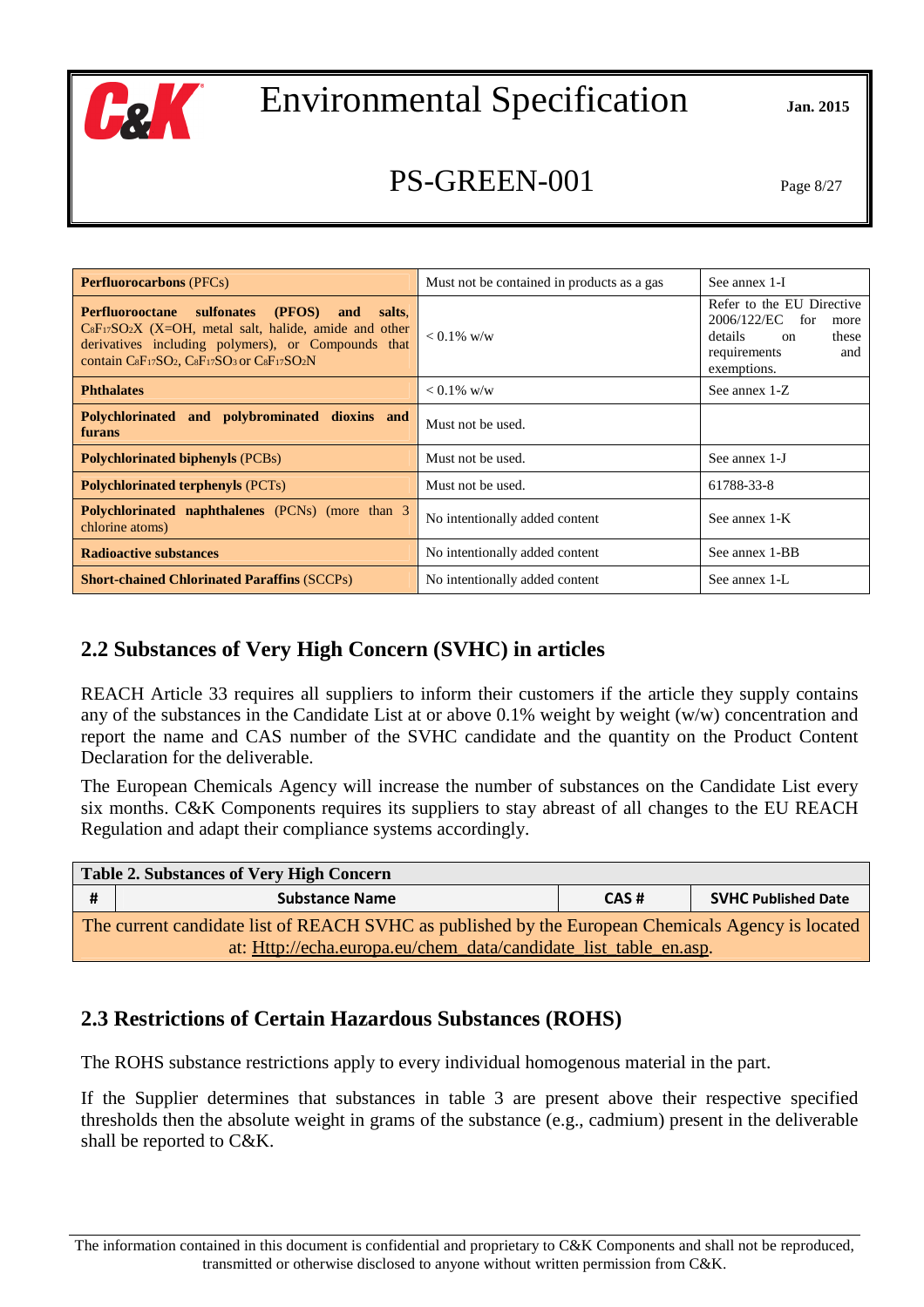| | | |
|---|---|---|
| **Perfluorocarbons** (PFCs) | Must not be contained in products as a gas | See annex 1-I |
| **Perfluorooctane sulfonates (PFOS) and salts**, $C_8F_{17}SO_2X$ (X=OH, metal salt, halide, amide and other derivatives including polymers), or Compounds that contain $C_8F_{17}SO_2$, $C_8F_{17}SO_3$ or $C_8F_{17}SO_2N$ | < 0.1% w/w | Refer to the EU Directive 2006/122/EC for more details on these requirements and exemptions. |
| **Phthalates** | < 0.1% w/w | See annex 1-Z |
| **Polychlorinated and polybrominated dioxins and furans** | Must not be used. | |
| **Polychlorinated biphenyls** (PCBs) | Must not be used. | See annex 1-J |
| **Polychlorinated terphenyls** (PCTs) | Must not be used. | 61788-33-8 |
| **Polychlorinated naphthalenes** (PCNs) (more than 3 chlorine atoms) | No intentionally added content | See annex 1-K |
| **Radioactive substances** | No intentionally added content | See annex 1-BB |
| **Short-chained Chlorinated Paraffins** (SCCPs) | No intentionally added content | See annex 1-L |

## 2.2 Substances of Very High Concern (SVHC) in articles

REACH Article 33 requires all suppliers to inform their customers if the article they supply contains any of the substances in the Candidate List at or above 0.1% weight by weight (w/w) concentration and report the name and CAS number of the SVHC candidate and the quantity on the Product Content Declaration for the deliverable.

The European Chemicals Agency will increase the number of substances on the Candidate List every six months. C&K Components requires its suppliers to stay abreast of all changes to the EU REACH Regulation and adapt their compliance systems accordingly.

**Table 2. Substances of Very High Concern**

| # | Substance Name | CAS # | SVHC Published Date |
|---|---|---|---|
| The current candidate list of REACH SVHC as published by the European Chemicals Agency is located at: Http://echa.europa.eu/chem_data/candidate_list_table_en.asp. | | | |

## 2.3 Restrictions of Certain Hazardous Substances (ROHS)

The ROHS substance restrictions apply to every individual homogenous material in the part.

If the Supplier determines that substances in table 3 are present above their respective specified thresholds then the absolute weight in grams of the substance (e.g., cadmium) present in the deliverable shall be reported to C&K.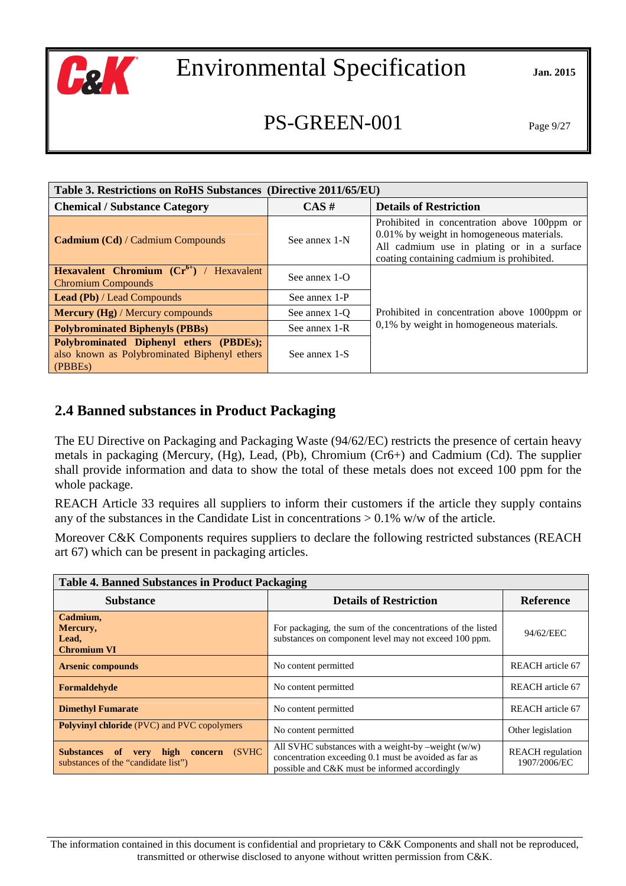| Table 3. Restrictions on RoHS Substances (Directive 2011/65/EU) | | |
|---|---|---|
| **Chemical / Substance Category** | **CAS #** | **Details of Restriction** |
| **Cadmium (Cd)** / Cadmium Compounds | See annex 1-N | Prohibited in concentration above 100ppm or 0.01% by weight in homogeneous materials. All cadmium use in plating or in a surface coating containing cadmium is prohibited. |
| **Hexavalent Chromium ($Cr^{6+}$)** / Hexavalent Chromium Compounds | See annex 1-O | Prohibited in concentration above 1000ppm or 0,1% by weight in homogeneous materials. |
| **Lead (Pb)** / Lead Compounds | See annex 1-P | |
| **Mercury (Hg)** / Mercury compounds | See annex 1-Q | |
| **Polybrominated Biphenyls (PBBs)** | See annex 1-R | |
| **Polybrominated Diphenyl ethers (PBDEs);** also known as Polybrominated Biphenyl ethers (PBBEs) | See annex 1-S | |

## 2.4 Banned substances in Product Packaging

The EU Directive on Packaging and Packaging Waste (94/62/EC) restricts the presence of certain heavy metals in packaging (Mercury, (Hg), Lead, (Pb), Chromium (Cr6+) and Cadmium (Cd). The supplier shall provide information and data to show the total of these metals does not exceed 100 ppm for the whole package.

REACH Article 33 requires all suppliers to inform their customers if the article they supply contains any of the substances in the Candidate List in concentrations > 0.1% w/w of the article.

Moreover C&K Components requires suppliers to declare the following restricted substances (REACH art 67) which can be present in packaging articles.

| Table 4. Banned Substances in Product Packaging | | |
|---|---|---|
| **Substance** | **Details of Restriction** | **Reference** |
| **Cadmium,<br>Mercury,<br>Lead,<br>Chromium VI** | For packaging, the sum of the concentrations of the listed substances on component level may not exceed 100 ppm. | 94/62/EEC |
| **Arsenic compounds** | No content permitted | REACH article 67 |
| **Formaldehyde** | No content permitted | REACH article 67 |
| **Dimethyl Fumarate** | No content permitted | REACH article 67 |
| **Polyvinyl chloride** (PVC) and PVC copolymers | No content permitted | Other legislation |
| **Substances of very high concern** (SVHC substances of the "candidate list") | All SVHC substances with a weight-by –weight (w/w) concentration exceeding 0.1 must be avoided as far as possible and C&K must be informed accordingly | REACH regulation 1907/2006/EC |

The information contained in this document is confidential and proprietary to C&K Components and shall not be reproduced, transmitted or otherwise disclosed to anyone without written permission from C&K.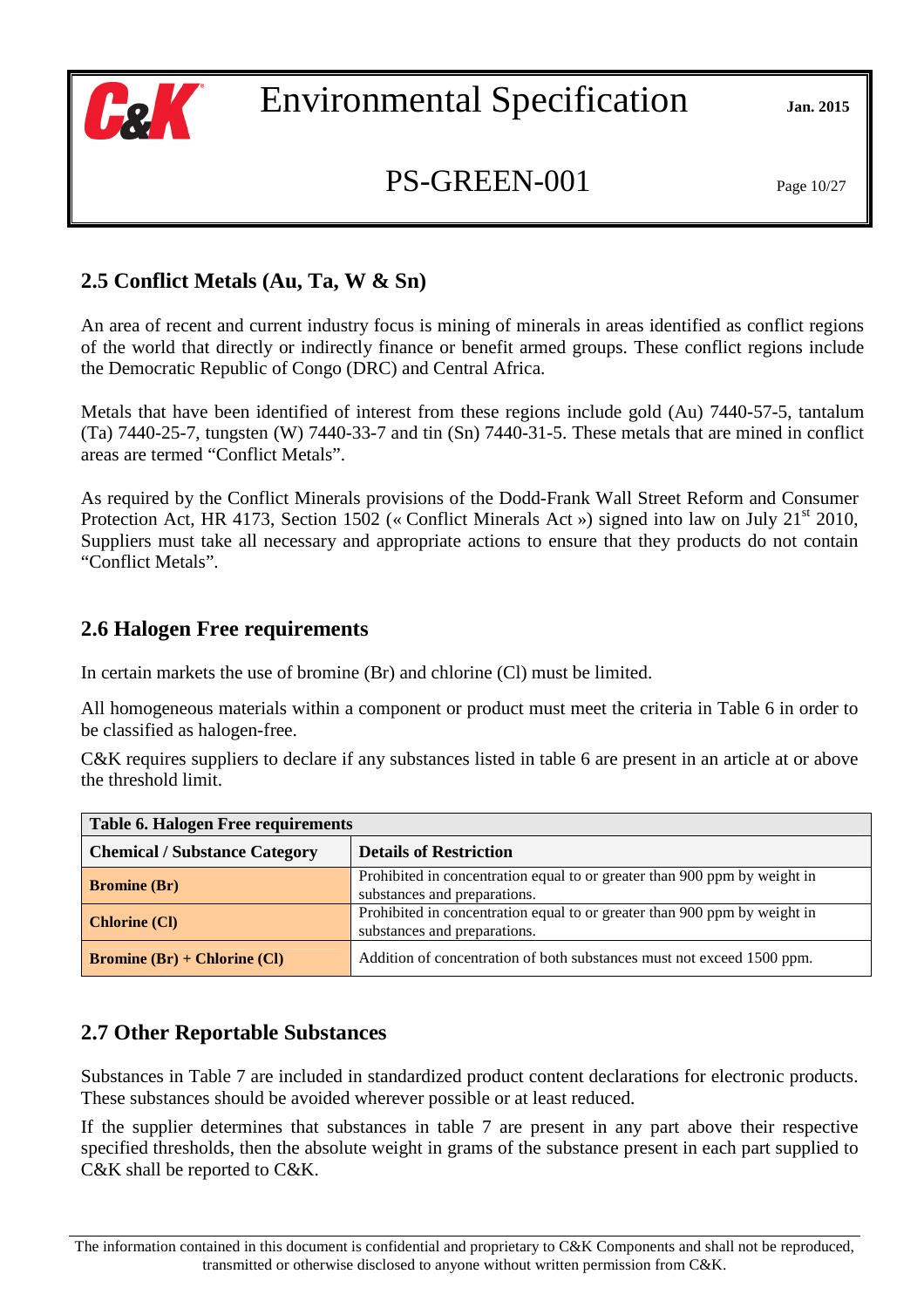## 2.5 Conflict Metals (Au, Ta, W & Sn)

An area of recent and current industry focus is mining of minerals in areas identified as conflict regions of the world that directly or indirectly finance or benefit armed groups. These conflict regions include the Democratic Republic of Congo (DRC) and Central Africa.

Metals that have been identified of interest from these regions include gold (Au) 7440-57-5, tantalum (Ta) 7440-25-7, tungsten (W) 7440-33-7 and tin (Sn) 7440-31-5. These metals that are mined in conflict areas are termed "Conflict Metals".

As required by the Conflict Minerals provisions of the Dodd-Frank Wall Street Reform and Consumer Protection Act, HR 4173, Section 1502 (« Conflict Minerals Act ») signed into law on July 21st 2010, Suppliers must take all necessary and appropriate actions to ensure that they products do not contain "Conflict Metals".

## 2.6 Halogen Free requirements

In certain markets the use of bromine (Br) and chlorine (Cl) must be limited.

All homogeneous materials within a component or product must meet the criteria in Table 6 in order to be classified as halogen-free.

C&K requires suppliers to declare if any substances listed in table 6 are present in an article at or above the threshold limit.

| Table 6. Halogen Free requirements | |
|---|---|
| **Chemical / Substance Category** | **Details of Restriction** |
| **Bromine (Br)** | Prohibited in concentration equal to or greater than 900 ppm by weight in substances and preparations. |
| **Chlorine (Cl)** | Prohibited in concentration equal to or greater than 900 ppm by weight in substances and preparations. |
| **Bromine (Br) + Chlorine (Cl)** | Addition of concentration of both substances must not exceed 1500 ppm. |

## 2.7 Other Reportable Substances

Substances in Table 7 are included in standardized product content declarations for electronic products. These substances should be avoided wherever possible or at least reduced.

If the supplier determines that substances in table 7 are present in any part above their respective specified thresholds, then the absolute weight in grams of the substance present in each part supplied to C&K shall be reported to C&K.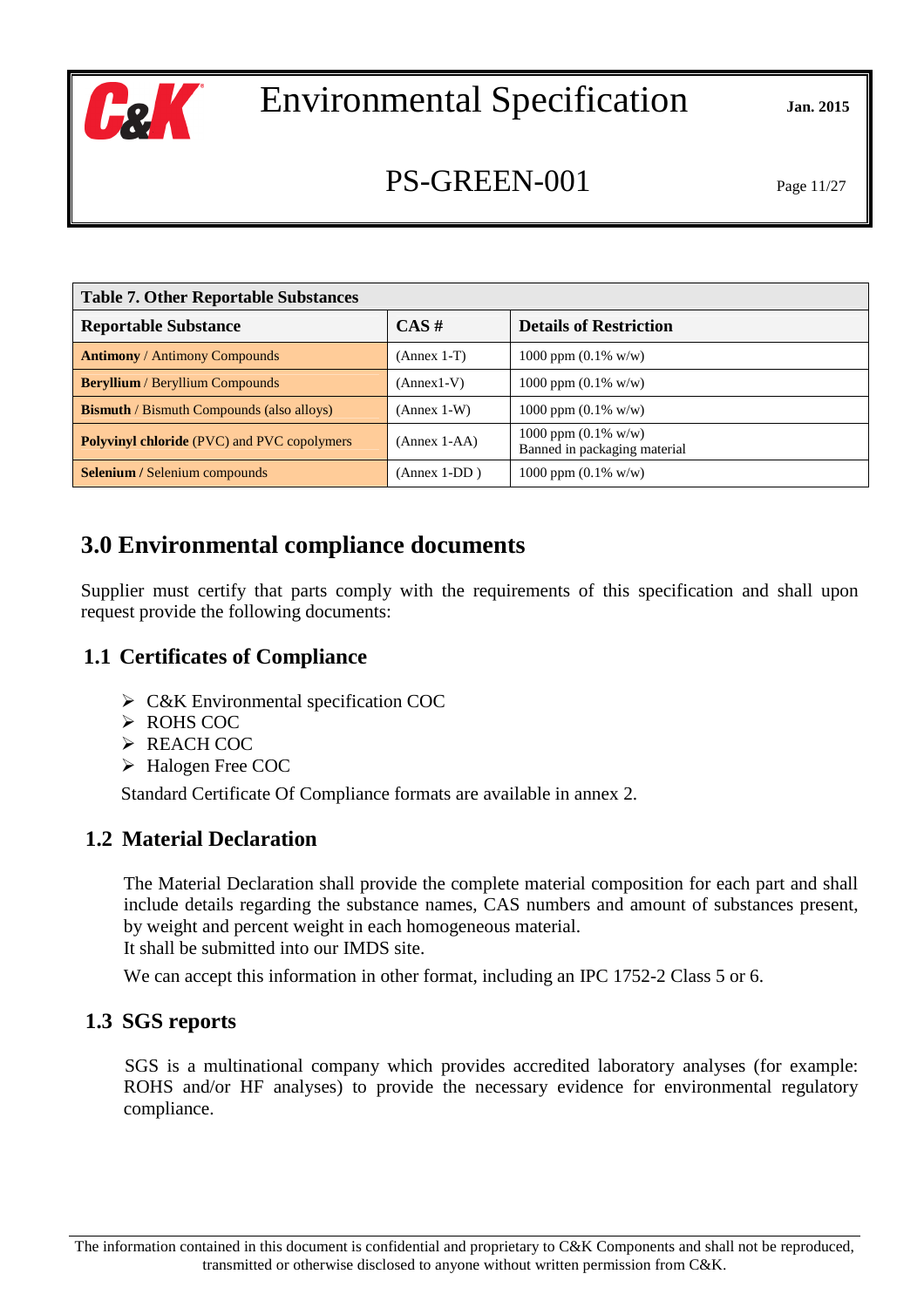| Table 7. Other Reportable Substances | | |
|---|---|---|
| **Reportable Substance** | **CAS #** | **Details of Restriction** |
| **Antimony** / Antimony Compounds | (Annex 1-T) | 1000 ppm (0.1% w/w) |
| **Beryllium** / Beryllium Compounds | (Annex1-V) | 1000 ppm (0.1% w/w) |
| **Bismuth** / Bismuth Compounds (also alloys) | (Annex 1-W) | 1000 ppm (0.1% w/w) |
| **Polyvinyl chloride** (PVC) and PVC copolymers | (Annex 1-AA) | 1000 ppm (0.1% w/w)<br>Banned in packaging material |
| **Selenium** / Selenium compounds | (Annex 1-DD ) | 1000 ppm (0.1% w/w) |

# 3.0 Environmental compliance documents

Supplier must certify that parts comply with the requirements of this specification and shall upon request provide the following documents:

## 1.1 Certificates of Compliance

- C&K Environmental specification COC
- ROHS COC
- REACH COC
- Halogen Free COC

Standard Certificate Of Compliance formats are available in annex 2.

## 1.2 Material Declaration

The Material Declaration shall provide the complete material composition for each part and shall include details regarding the substance names, CAS numbers and amount of substances present, by weight and percent weight in each homogeneous material.
It shall be submitted into our IMDS site.

We can accept this information in other format, including an IPC 1752-2 Class 5 or 6.

## 1.3 SGS reports

SGS is a multinational company which provides accredited laboratory analyses (for example: ROHS and/or HF analyses) to provide the necessary evidence for environmental regulatory compliance.

The information contained in this document is confidential and proprietary to C&K Components and shall not be reproduced, transmitted or otherwise disclosed to anyone without written permission from C&K.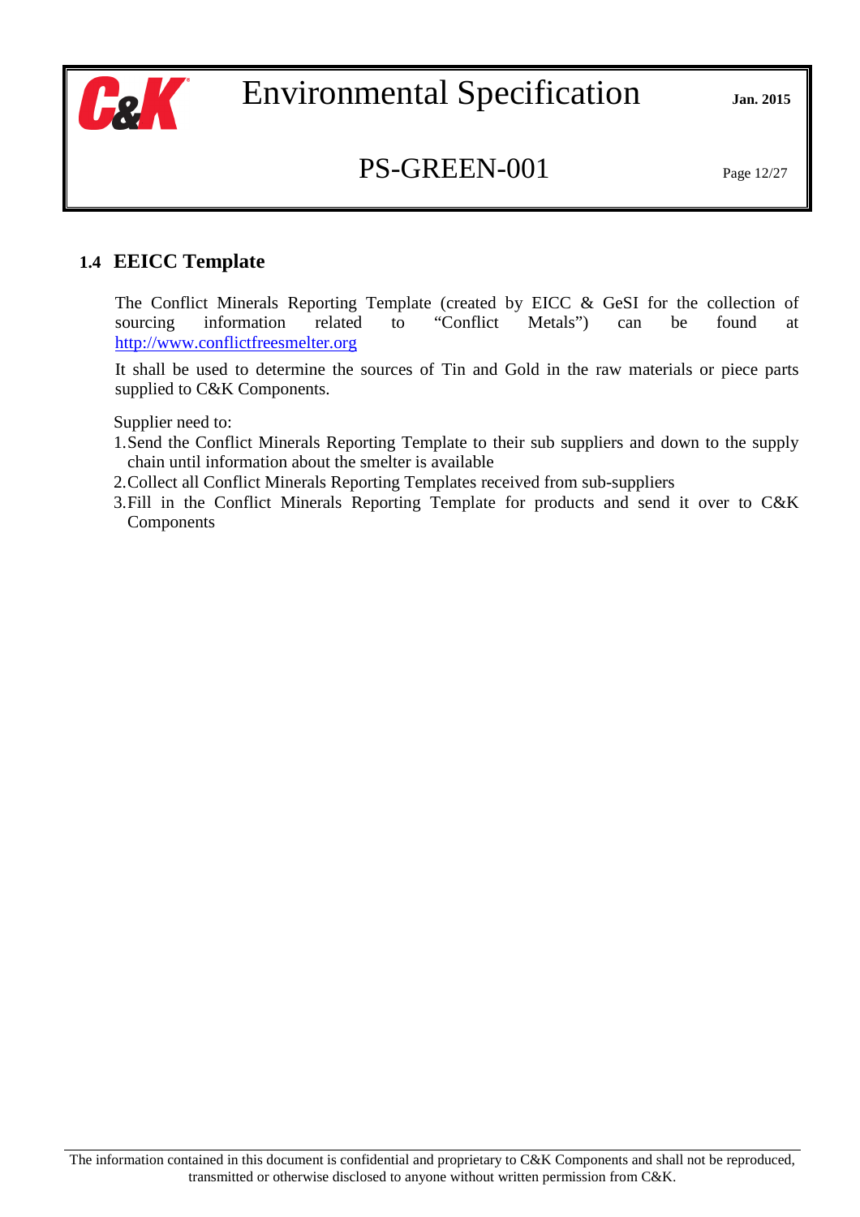## 1.4 EEICC Template

The Conflict Minerals Reporting Template (created by EICC & GeSI for the collection of sourcing information related to "Conflict Metals") can be found at http://www.conflictfreesmelter.org

It shall be used to determine the sources of Tin and Gold in the raw materials or piece parts supplied to C&K Components.

Supplier need to:

1. Send the Conflict Minerals Reporting Template to their sub suppliers and down to the supply chain until information about the smelter is available
2. Collect all Conflict Minerals Reporting Templates received from sub-suppliers
3. Fill in the Conflict Minerals Reporting Template for products and send it over to C&K Components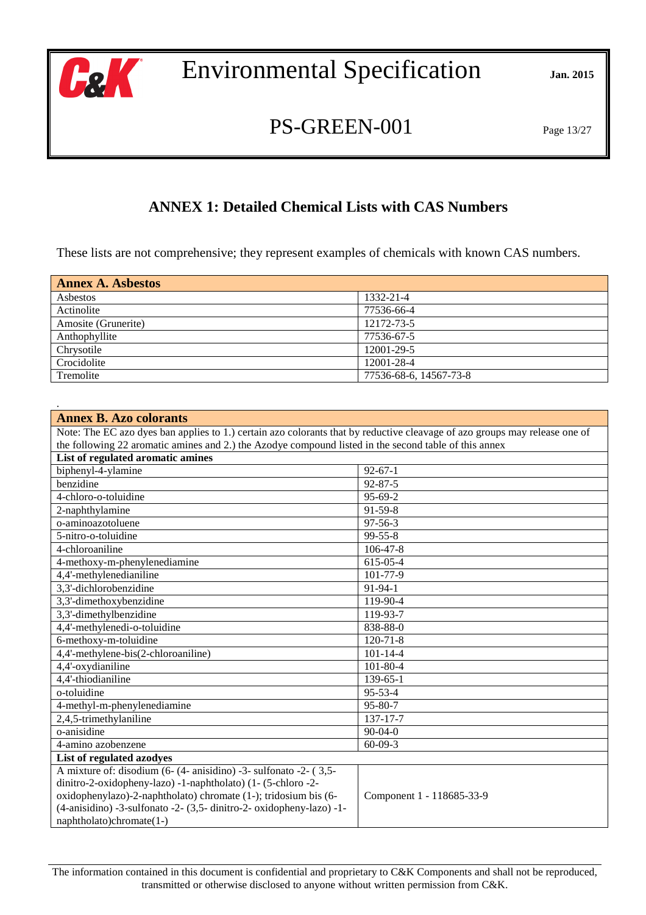## ANNEX 1: Detailed Chemical Lists with CAS Numbers

These lists are not comprehensive; they represent examples of chemicals with known CAS numbers.

| **Annex A. Asbestos** | |
|---|---|
| Asbestos | 1332-21-4 |
| Actinolite | 77536-66-4 |
| Amosite (Grunerite) | 12172-73-5 |
| Anthophyllite | 77536-67-5 |
| Chrysotile | 12001-29-5 |
| Crocidolite | 12001-28-4 |
| Tremolite | 77536-68-6, 14567-73-8 |

.

| **Annex B. Azo colorants** | |
|---|---|
| Note: The EC azo dyes ban applies to 1.) certain azo colorants that by reductive cleavage of azo groups may release one of the following 22 aromatic amines and 2.) the Azodye compound listed in the second table of this annex | |
| **List of regulated aromatic amines** | |
| biphenyl-4-ylamine | 92-67-1 |
| benzidine | 92-87-5 |
| 4-chloro-o-toluidine | 95-69-2 |
| 2-naphthylamine | 91-59-8 |
| o-aminoazotoluene | 97-56-3 |
| 5-nitro-o-toluidine | 99-55-8 |
| 4-chloroaniline | 106-47-8 |
| 4-methoxy-m-phenylenediamine | 615-05-4 |
| 4,4'-methylenedianiline | 101-77-9 |
| 3,3'-dichlorobenzidine | 91-94-1 |
| 3,3'-dimethoxybenzidine | 119-90-4 |
| 3,3'-dimethylbenzidine | 119-93-7 |
| 4,4'-methylenedi-o-toluidine | 838-88-0 |
| 6-methoxy-m-toluidine | 120-71-8 |
| 4,4'-methylene-bis(2-chloroaniline) | 101-14-4 |
| 4,4'-oxydianiline | 101-80-4 |
| 4,4'-thiodianiline | 139-65-1 |
| o-toluidine | 95-53-4 |
| 4-methyl-m-phenylenediamine | 95-80-7 |
| 2,4,5-trimethylaniline | 137-17-7 |
| o-anisidine | 90-04-0 |
| 4-amino azobenzene | 60-09-3 |
| **List of regulated azodyes** | |
| A mixture of: disodium (6- (4- anisidino) -3- sulfonato -2- ( 3,5-dinitro-2-oxidopheny-lazo) -1-naphtholato) (1- (5-chloro -2-oxidophenylazo)-2-naphtholato) chromate (1-); tridosium bis (6-(4-anisidino) -3-sulfonato -2- (3,5- dinitro-2- oxidopheny-lazo) -1-naphtholato)chromate(1-) | Component 1 - 118685-33-9 |

The information contained in this document is confidential and proprietary to C&K Components and shall not be reproduced, transmitted or otherwise disclosed to anyone without written permission from C&K.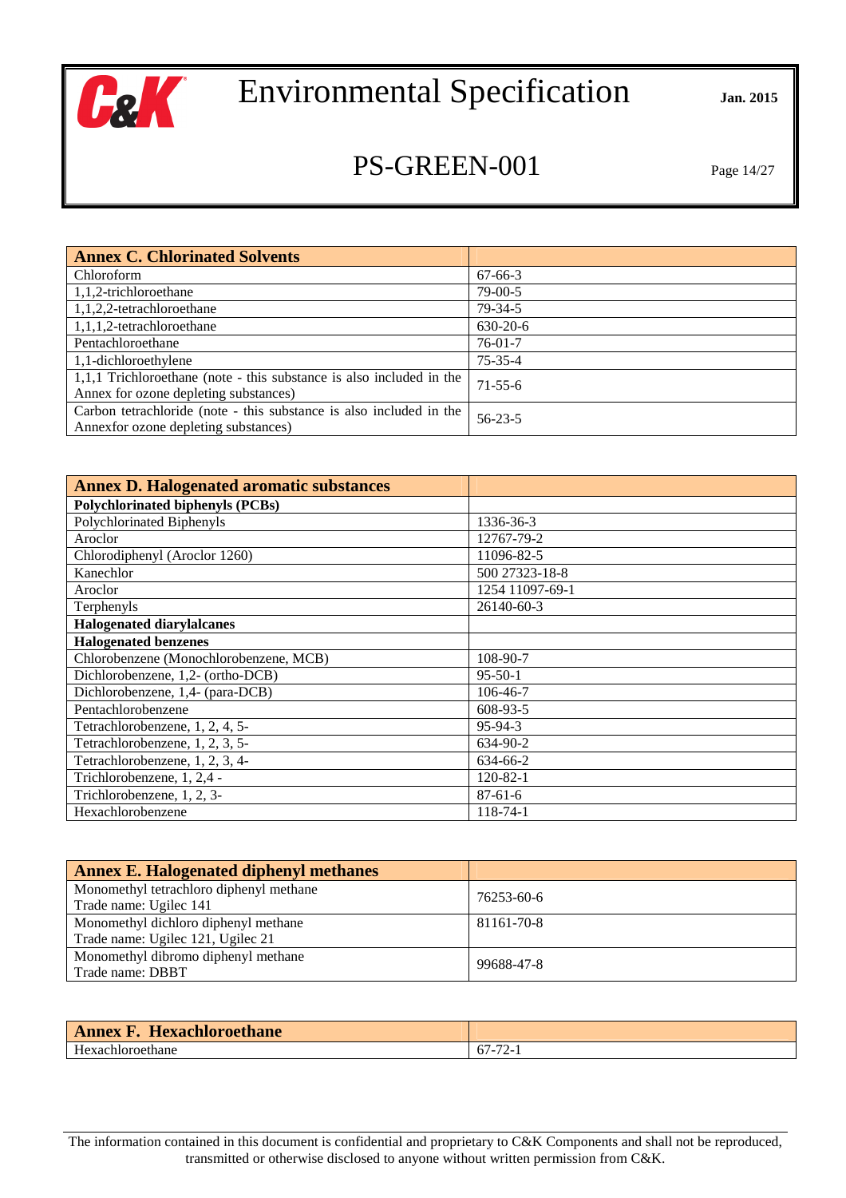| Annex C. Chlorinated Solvents | |
|---|---|
| Chloroform | 67-66-3 |
| 1,1,2-trichloroethane | 79-00-5 |
| 1,1,2,2-tetrachloroethane | 79-34-5 |
| 1,1,1,2-tetrachloroethane | 630-20-6 |
| Pentachloroethane | 76-01-7 |
| 1,1-dichloroethylene | 75-35-4 |
| 1,1,1 Trichloroethane (note - this substance is also included in the Annex for ozone depleting substances) | 71-55-6 |
| Carbon tetrachloride (note - this substance is also included in the Annexfor ozone depleting substances) | 56-23-5 |

| Annex D. Halogenated aromatic substances | |
|---|---|
| **Polychlorinated biphenyls (PCBs)** | |
| Polychlorinated Biphenyls | 1336-36-3 |
| Aroclor | 12767-79-2 |
| Chlorodiphenyl (Aroclor 1260) | 11096-82-5 |
| Kanechlor | 500 27323-18-8 |
| Aroclor | 1254 11097-69-1 |
| Terphenyls | 26140-60-3 |
| **Halogenated diarylalcanes** | |
| **Halogenated benzenes** | |
| Chlorobenzene (Monochlorobenzene, MCB) | 108-90-7 |
| Dichlorobenzene, 1,2- (ortho-DCB) | 95-50-1 |
| Dichlorobenzene, 1,4- (para-DCB) | 106-46-7 |
| Pentachlorobenzene | 608-93-5 |
| Tetrachlorobenzene, 1, 2, 4, 5- | 95-94-3 |
| Tetrachlorobenzene, 1, 2, 3, 5- | 634-90-2 |
| Tetrachlorobenzene, 1, 2, 3, 4- | 634-66-2 |
| Trichlorobenzene, 1, 2,4 - | 120-82-1 |
| Trichlorobenzene, 1, 2, 3- | 87-61-6 |
| Hexachlorobenzene | 118-74-1 |

| Annex E. Halogenated diphenyl methanes | |
|---|---|
| Monomethyl tetrachloro diphenyl methane<br>Trade name: Ugilec 141 | 76253-60-6 |
| Monomethyl dichloro diphenyl methane<br>Trade name: Ugilec 121, Ugilec 21 | 81161-70-8 |
| Monomethyl dibromo diphenyl methane<br>Trade name: DBBT | 99688-47-8 |

| Annex F. Hexachloroethane | |
|---|---|
| Hexachloroethane | 67-72-1 |

The information contained in this document is confidential and proprietary to C&K Components and shall not be reproduced, transmitted or otherwise disclosed to anyone without written permission from C&K.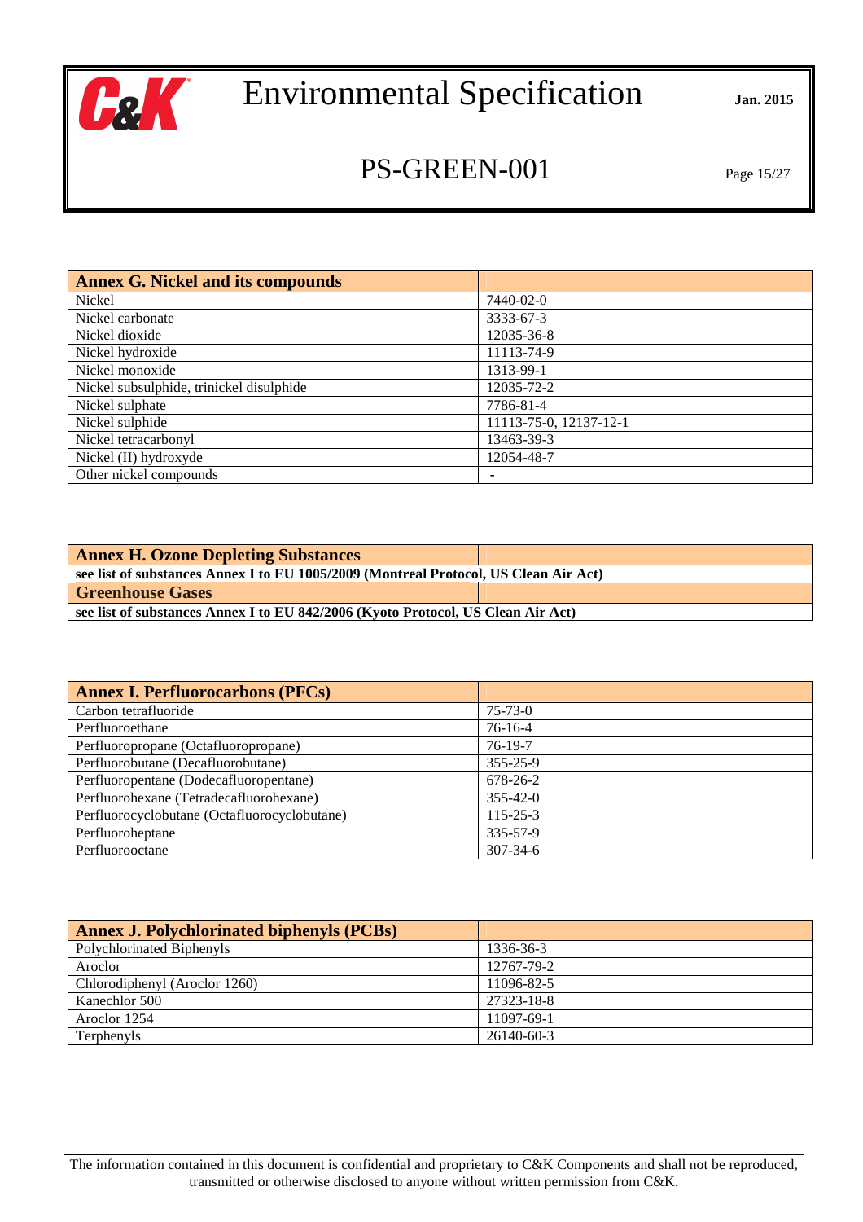| Annex G. Nickel and its compounds | |
|---|---|
| Nickel | 7440-02-0 |
| Nickel carbonate | 3333-67-3 |
| Nickel dioxide | 12035-36-8 |
| Nickel hydroxide | 11113-74-9 |
| Nickel monoxide | 1313-99-1 |
| Nickel subsulphide, trinickel disulphide | 12035-72-2 |
| Nickel sulphate | 7786-81-4 |
| Nickel sulphide | 11113-75-0, 12137-12-1 |
| Nickel tetracarbonyl | 13463-39-3 |
| Nickel (II) hydroxyde | 12054-48-7 |
| Other nickel compounds | - |

| Annex H. Ozone Depleting Substances | |
|---|---|
| **see list of substances Annex I to EU 1005/2009 (Montreal Protocol, US Clean Air Act)** | |
| **Greenhouse Gases** | |
| **see list of substances Annex I to EU 842/2006 (Kyoto Protocol, US Clean Air Act)** | |

| Annex I. Perfluorocarbons (PFCs) | |
|---|---|
| Carbon tetrafluoride | 75-73-0 |
| Perfluoroethane | 76-16-4 |
| Perfluoropropane (Octafluoropropane) | 76-19-7 |
| Perfluorobutane (Decafluorobutane) | 355-25-9 |
| Perfluoropentane (Dodecafluoropentane) | 678-26-2 |
| Perfluorohexane (Tetradecafluorohexane) | 355-42-0 |
| Perfluorocyclobutane (Octafluorocyclobutane) | 115-25-3 |
| Perfluoroheptane | 335-57-9 |
| Perfluorooctane | 307-34-6 |

| Annex J. Polychlorinated biphenyls (PCBs) | |
|---|---|
| Polychlorinated Biphenyls | 1336-36-3 |
| Aroclor | 12767-79-2 |
| Chlorodiphenyl (Aroclor 1260) | 11096-82-5 |
| Kanechlor 500 | 27323-18-8 |
| Aroclor 1254 | 11097-69-1 |
| Terphenyls | 26140-60-3 |

The information contained in this document is confidential and proprietary to C&K Components and shall not be reproduced, transmitted or otherwise disclosed to anyone without written permission from C&K.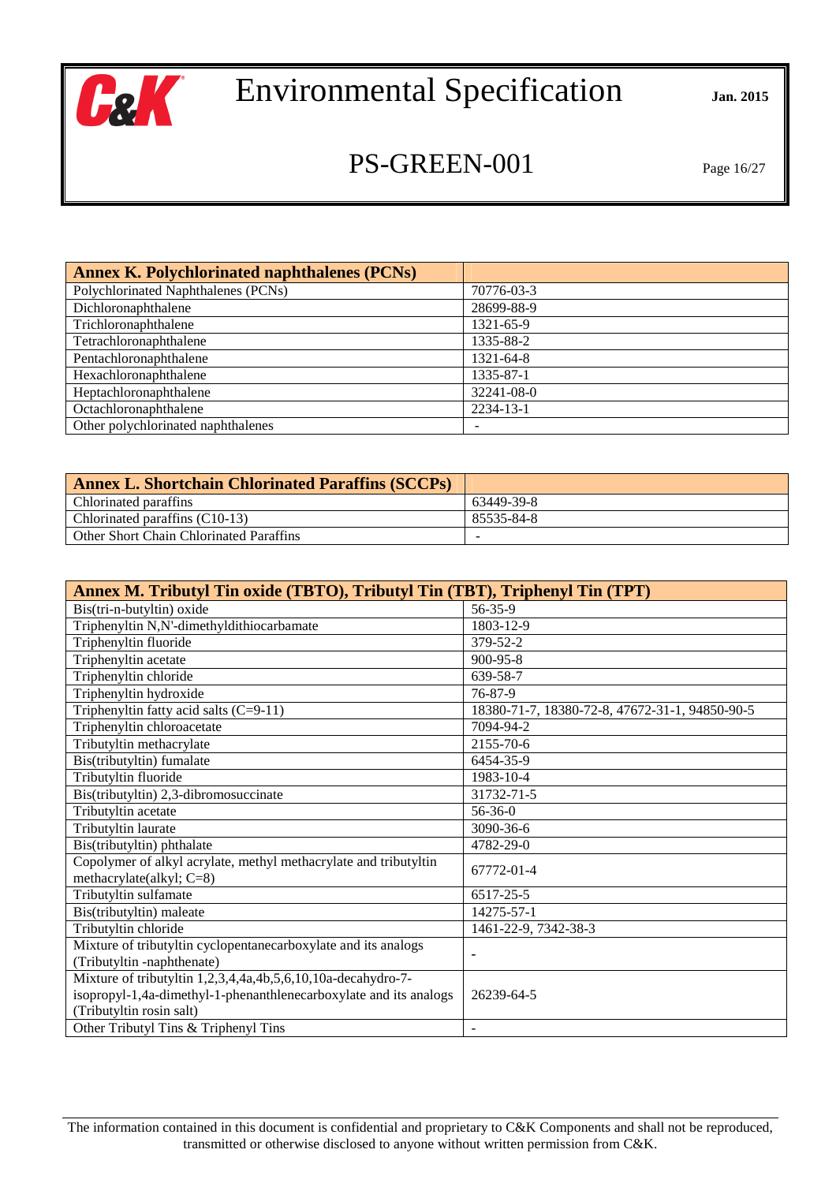| Annex K. Polychlorinated naphthalenes (PCNs) | |
|---|---|
| Polychlorinated Naphthalenes (PCNs) | 70776-03-3 |
| Dichloronaphthalene | 28699-88-9 |
| Trichloronaphthalene | 1321-65-9 |
| Tetrachloronaphthalene | 1335-88-2 |
| Pentachloronaphthalene | 1321-64-8 |
| Hexachloronaphthalene | 1335-87-1 |
| Heptachloronaphthalene | 32241-08-0 |
| Octachloronaphthalene | 2234-13-1 |
| Other polychlorinated naphthalenes | - |

| Annex L. Shortchain Chlorinated Paraffins (SCCPs) | |
|---|---|
| Chlorinated paraffins | 63449-39-8 |
| Chlorinated paraffins (C10-13) | 85535-84-8 |
| Other Short Chain Chlorinated Paraffins | - |

| Annex M. Tributyl Tin oxide (TBTO), Tributyl Tin (TBT), Triphenyl Tin (TPT) | |
|---|---|
| Bis(tri-n-butyltin) oxide | 56-35-9 |
| Triphenyltin N,N'-dimethyldithiocarbamate | 1803-12-9 |
| Triphenyltin fluoride | 379-52-2 |
| Triphenyltin acetate | 900-95-8 |
| Triphenyltin chloride | 639-58-7 |
| Triphenyltin hydroxide | 76-87-9 |
| Triphenyltin fatty acid salts (C=9-11) | 18380-71-7, 18380-72-8, 47672-31-1, 94850-90-5 |
| Triphenyltin chloroacetate | 7094-94-2 |
| Tributyltin methacrylate | 2155-70-6 |
| Bis(tributyltin) fumalate | 6454-35-9 |
| Tributyltin fluoride | 1983-10-4 |
| Bis(tributyltin) 2,3-dibromosuccinate | 31732-71-5 |
| Tributyltin acetate | 56-36-0 |
| Tributyltin laurate | 3090-36-6 |
| Bis(tributyltin) phthalate | 4782-29-0 |
| Copolymer of alkyl acrylate, methyl methacrylate and tributyltin methacrylate(alkyl; C=8) | 67772-01-4 |
| Tributyltin sulfamate | 6517-25-5 |
| Bis(tributyltin) maleate | 14275-57-1 |
| Tributyltin chloride | 1461-22-9, 7342-38-3 |
| Mixture of tributyltin cyclopentanecarboxylate and its analogs (Tributyltin -naphthenate) | - |
| Mixture of tributyltin 1,2,3,4,4a,4b,5,6,10,10a-decahydro-7-isopropyl-1,4a-dimethyl-1-phenanthlenecarboxylate and its analogs (Tributyltin rosin salt) | 26239-64-5 |
| Other Tributyl Tins & Triphenyl Tins | - |

The information contained in this document is confidential and proprietary to C&K Components and shall not be reproduced, transmitted or otherwise disclosed to anyone without written permission from C&K.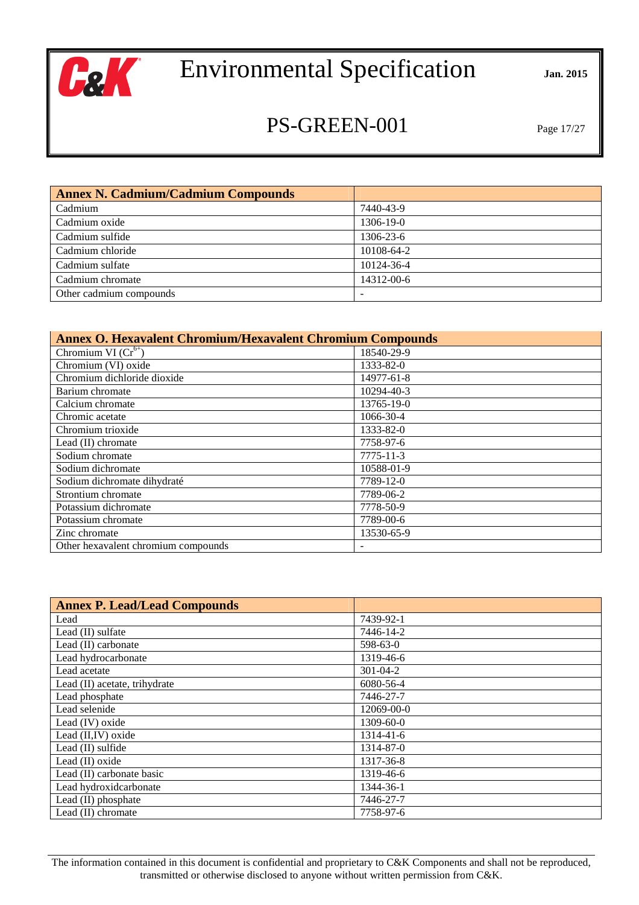| Annex N. Cadmium/Cadmium Compounds | |
|---|---|
| Cadmium | 7440-43-9 |
| Cadmium oxide | 1306-19-0 |
| Cadmium sulfide | 1306-23-6 |
| Cadmium chloride | 10108-64-2 |
| Cadmium sulfate | 10124-36-4 |
| Cadmium chromate | 14312-00-6 |
| Other cadmium compounds | - |

| Annex O. Hexavalent Chromium/Hexavalent Chromium Compounds | |
|---|---|
| Chromium VI ($Cr^{6+}$) | 18540-29-9 |
| Chromium (VI) oxide | 1333-82-0 |
| Chromium dichloride dioxide | 14977-61-8 |
| Barium chromate | 10294-40-3 |
| Calcium chromate | 13765-19-0 |
| Chromic acetate | 1066-30-4 |
| Chromium trioxide | 1333-82-0 |
| Lead (II) chromate | 7758-97-6 |
| Sodium chromate | 7775-11-3 |
| Sodium dichromate | 10588-01-9 |
| Sodium dichromate dihydraté | 7789-12-0 |
| Strontium chromate | 7789-06-2 |
| Potassium dichromate | 7778-50-9 |
| Potassium chromate | 7789-00-6 |
| Zinc chromate | 13530-65-9 |
| Other hexavalent chromium compounds | - |

| Annex P. Lead/Lead Compounds | |
|---|---|
| Lead | 7439-92-1 |
| Lead (II) sulfate | 7446-14-2 |
| Lead (II) carbonate | 598-63-0 |
| Lead hydrocarbonate | 1319-46-6 |
| Lead acetate | 301-04-2 |
| Lead (II) acetate, trihydrate | 6080-56-4 |
| Lead phosphate | 7446-27-7 |
| Lead selenide | 12069-00-0 |
| Lead (IV) oxide | 1309-60-0 |
| Lead (II,IV) oxide | 1314-41-6 |
| Lead (II) sulfide | 1314-87-0 |
| Lead (II) oxide | 1317-36-8 |
| Lead (II) carbonate basic | 1319-46-6 |
| Lead hydroxidcarbonate | 1344-36-1 |
| Lead (II) phosphate | 7446-27-7 |
| Lead (II) chromate | 7758-97-6 |

The information contained in this document is confidential and proprietary to C&K Components and shall not be reproduced, transmitted or otherwise disclosed to anyone without written permission from C&K.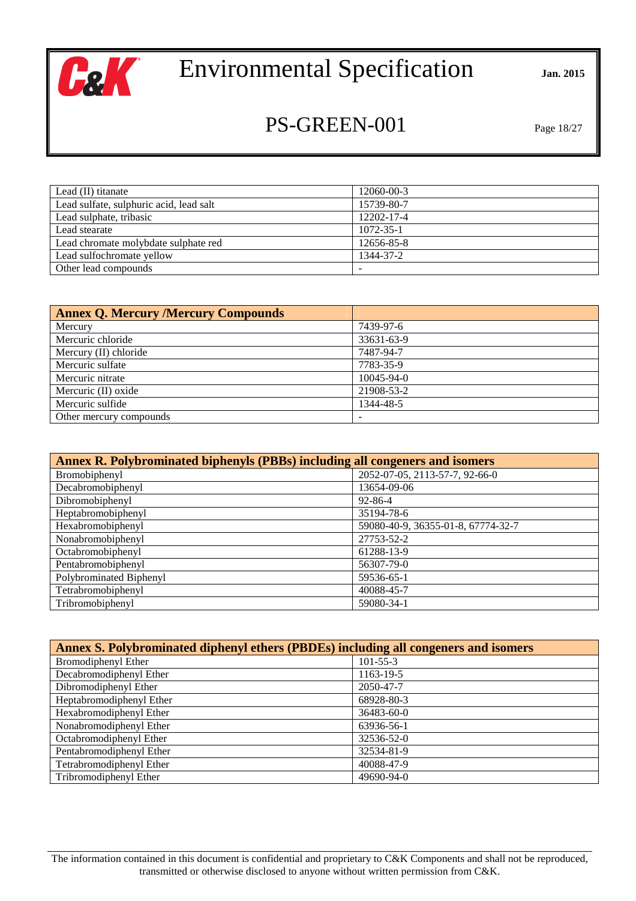| | |
|---|---|
| Lead (II) titanate | 12060-00-3 |
| Lead sulfate, sulphuric acid, lead salt | 15739-80-7 |
| Lead sulphate, tribasic | 12202-17-4 |
| Lead stearate | 1072-35-1 |
| Lead chromate molybdate sulphate red | 12656-85-8 |
| Lead sulfochromate yellow | 1344-37-2 |
| Other lead compounds | - |

| **Annex Q. Mercury /Mercury Compounds** | |
|---|---|
| Mercury | 7439-97-6 |
| Mercuric chloride | 33631-63-9 |
| Mercury (II) chloride | 7487-94-7 |
| Mercuric sulfate | 7783-35-9 |
| Mercuric nitrate | 10045-94-0 |
| Mercuric (II) oxide | 21908-53-2 |
| Mercuric sulfide | 1344-48-5 |
| Other mercury compounds | - |

| **Annex R. Polybrominated biphenyls (PBBs) including all congeners and isomers** | |
|---|---|
| Bromobiphenyl | 2052-07-05, 2113-57-7, 92-66-0 |
| Decabromobiphenyl | 13654-09-06 |
| Dibromobiphenyl | 92-86-4 |
| Heptabromobiphenyl | 35194-78-6 |
| Hexabromobiphenyl | 59080-40-9, 36355-01-8, 67774-32-7 |
| Nonabromobiphenyl | 27753-52-2 |
| Octabromobiphenyl | 61288-13-9 |
| Pentabromobiphenyl | 56307-79-0 |
| Polybrominated Biphenyl | 59536-65-1 |
| Tetrabromobiphenyl | 40088-45-7 |
| Tribromobiphenyl | 59080-34-1 |

| **Annex S. Polybrominated diphenyl ethers (PBDEs) including all congeners and isomers** | |
|---|---|
| Bromodiphenyl Ether | 101-55-3 |
| Decabromodiphenyl Ether | 1163-19-5 |
| Dibromodiphenyl Ether | 2050-47-7 |
| Heptabromodiphenyl Ether | 68928-80-3 |
| Hexabromodiphenyl Ether | 36483-60-0 |
| Nonabromodiphenyl Ether | 63936-56-1 |
| Octabromodiphenyl Ether | 32536-52-0 |
| Pentabromodiphenyl Ether | 32534-81-9 |
| Tetrabromodiphenyl Ether | 40088-47-9 |
| Tribromodiphenyl Ether | 49690-94-0 |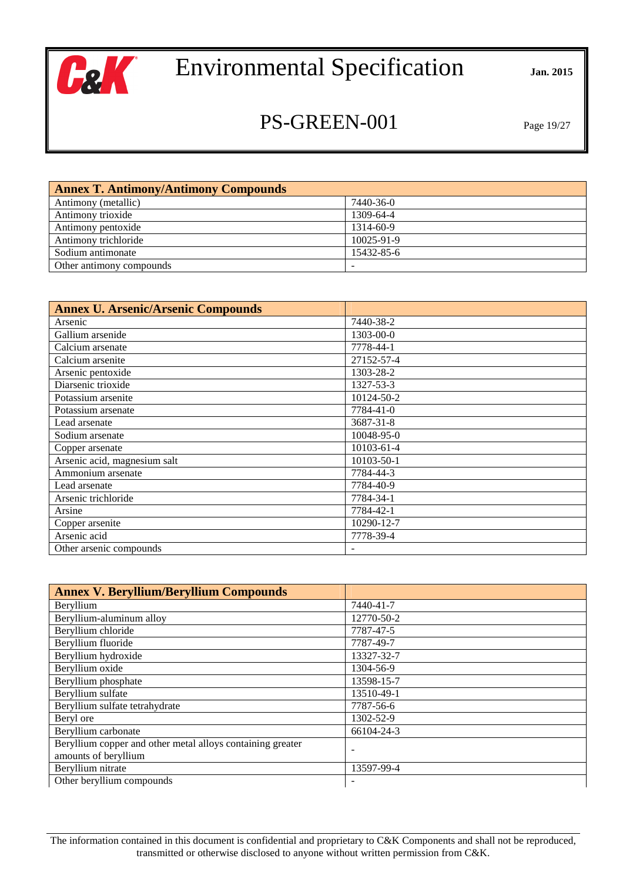| Annex T. Antimony/Antimony Compounds | |
|---|---|
| Antimony (metallic) | 7440-36-0 |
| Antimony trioxide | 1309-64-4 |
| Antimony pentoxide | 1314-60-9 |
| Antimony trichloride | 10025-91-9 |
| Sodium antimonate | 15432-85-6 |
| Other antimony compounds | - |

| Annex U. Arsenic/Arsenic Compounds | |
|---|---|
| Arsenic | 7440-38-2 |
| Gallium arsenide | 1303-00-0 |
| Calcium arsenate | 7778-44-1 |
| Calcium arsenite | 27152-57-4 |
| Arsenic pentoxide | 1303-28-2 |
| Diarsenic trioxide | 1327-53-3 |
| Potassium arsenite | 10124-50-2 |
| Potassium arsenate | 7784-41-0 |
| Lead arsenate | 3687-31-8 |
| Sodium arsenate | 10048-95-0 |
| Copper arsenate | 10103-61-4 |
| Arsenic acid, magnesium salt | 10103-50-1 |
| Ammonium arsenate | 7784-44-3 |
| Lead arsenate | 7784-40-9 |
| Arsenic trichloride | 7784-34-1 |
| Arsine | 7784-42-1 |
| Copper arsenite | 10290-12-7 |
| Arsenic acid | 7778-39-4 |
| Other arsenic compounds | - |

| Annex V. Beryllium/Beryllium Compounds | |
|---|---|
| Beryllium | 7440-41-7 |
| Beryllium-aluminum alloy | 12770-50-2 |
| Beryllium chloride | 7787-47-5 |
| Beryllium fluoride | 7787-49-7 |
| Beryllium hydroxide | 13327-32-7 |
| Beryllium oxide | 1304-56-9 |
| Beryllium phosphate | 13598-15-7 |
| Beryllium sulfate | 13510-49-1 |
| Beryllium sulfate tetrahydrate | 7787-56-6 |
| Beryl ore | 1302-52-9 |
| Beryllium carbonate | 66104-24-3 |
| Beryllium copper and other metal alloys containing greater amounts of beryllium | - |
| Beryllium nitrate | 13597-99-4 |
| Other beryllium compounds | - |

The information contained in this document is confidential and proprietary to C&K Components and shall not be reproduced, transmitted or otherwise disclosed to anyone without written permission from C&K.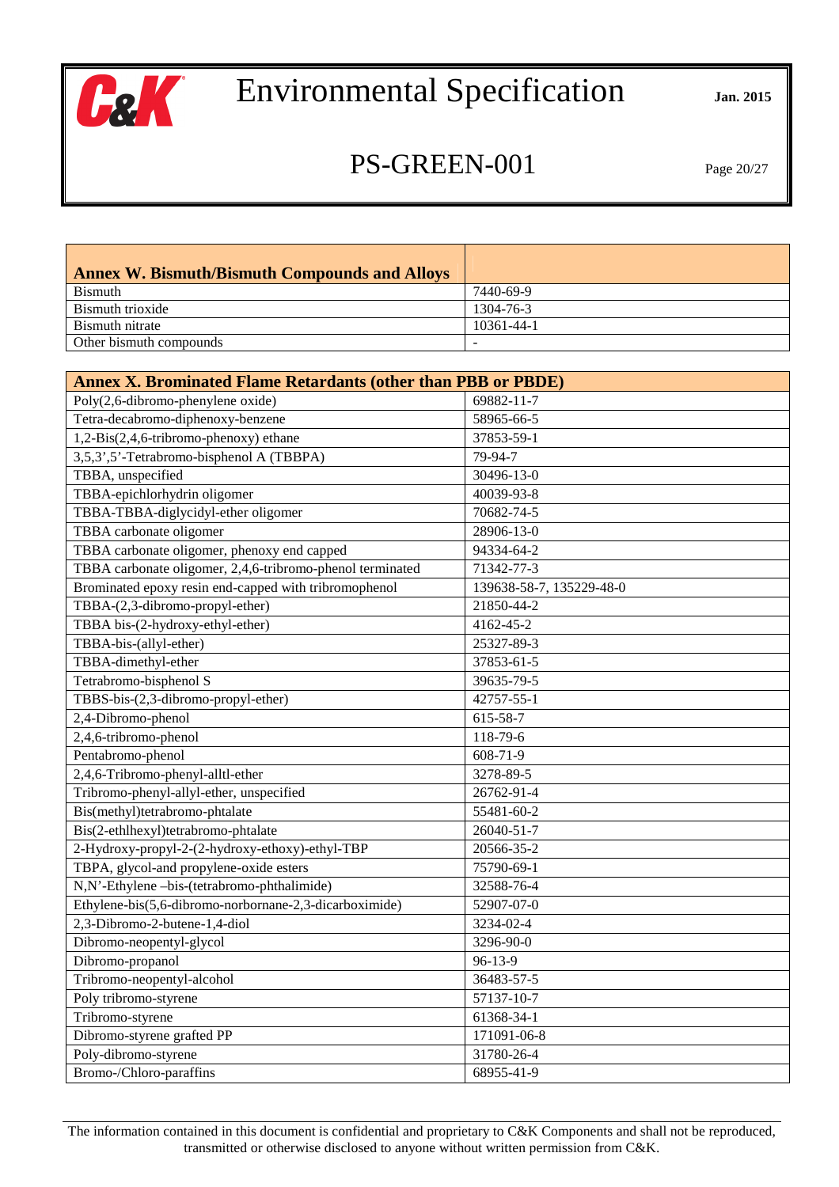| Annex W. Bismuth/Bismuth Compounds and Alloys | |
|---|---|
| Bismuth | 7440-69-9 |
| Bismuth trioxide | 1304-76-3 |
| Bismuth nitrate | 10361-44-1 |
| Other bismuth compounds | - |

| Annex X. Brominated Flame Retardants (other than PBB or PBDE) | |
|---|---|
| Poly(2,6-dibromo-phenylene oxide) | 69882-11-7 |
| Tetra-decabromo-diphenoxy-benzene | 58965-66-5 |
| 1,2-Bis(2,4,6-tribromo-phenoxy) ethane | 37853-59-1 |
| 3,5,3',5'-Tetrabromo-bisphenol A (TBBPA) | 79-94-7 |
| TBBA, unspecified | 30496-13-0 |
| TBBA-epichlorhydrin oligomer | 40039-93-8 |
| TBBA-TBBA-diglycidyl-ether oligomer | 70682-74-5 |
| TBBA carbonate oligomer | 28906-13-0 |
| TBBA carbonate oligomer, phenoxy end capped | 94334-64-2 |
| TBBA carbonate oligomer, 2,4,6-tribromo-phenol terminated | 71342-77-3 |
| Brominated epoxy resin end-capped with tribromophenol | 139638-58-7, 135229-48-0 |
| TBBA-(2,3-dibromo-propyl-ether) | 21850-44-2 |
| TBBA bis-(2-hydroxy-ethyl-ether) | 4162-45-2 |
| TBBA-bis-(allyl-ether) | 25327-89-3 |
| TBBA-dimethyl-ether | 37853-61-5 |
| Tetrabromo-bisphenol S | 39635-79-5 |
| TBBS-bis-(2,3-dibromo-propyl-ether) | 42757-55-1 |
| 2,4-Dibromo-phenol | 615-58-7 |
| 2,4,6-tribromo-phenol | 118-79-6 |
| Pentabromo-phenol | 608-71-9 |
| 2,4,6-Tribromo-phenyl-alltl-ether | 3278-89-5 |
| Tribromo-phenyl-allyl-ether, unspecified | 26762-91-4 |
| Bis(methyl)tetrabromo-phtalate | 55481-60-2 |
| Bis(2-ethlhexyl)tetrabromo-phtalate | 26040-51-7 |
| 2-Hydroxy-propyl-2-(2-hydroxy-ethoxy)-ethyl-TBP | 20566-35-2 |
| TBPA, glycol-and propylene-oxide esters | 75790-69-1 |
| N,N'-Ethylene –bis-(tetrabromo-phthalimide) | 32588-76-4 |
| Ethylene-bis(5,6-dibromo-norbornane-2,3-dicarboximide) | 52907-07-0 |
| 2,3-Dibromo-2-butene-1,4-diol | 3234-02-4 |
| Dibromo-neopentyl-glycol | 3296-90-0 |
| Dibromo-propanol | 96-13-9 |
| Tribromo-neopentyl-alcohol | 36483-57-5 |
| Poly tribromo-styrene | 57137-10-7 |
| Tribromo-styrene | 61368-34-1 |
| Dibromo-styrene grafted PP | 171091-06-8 |
| Poly-dibromo-styrene | 31780-26-4 |
| Bromo-/Chloro-paraffins | 68955-41-9 |

The information contained in this document is confidential and proprietary to C&K Components and shall not be reproduced, transmitted or otherwise disclosed to anyone without written permission from C&K.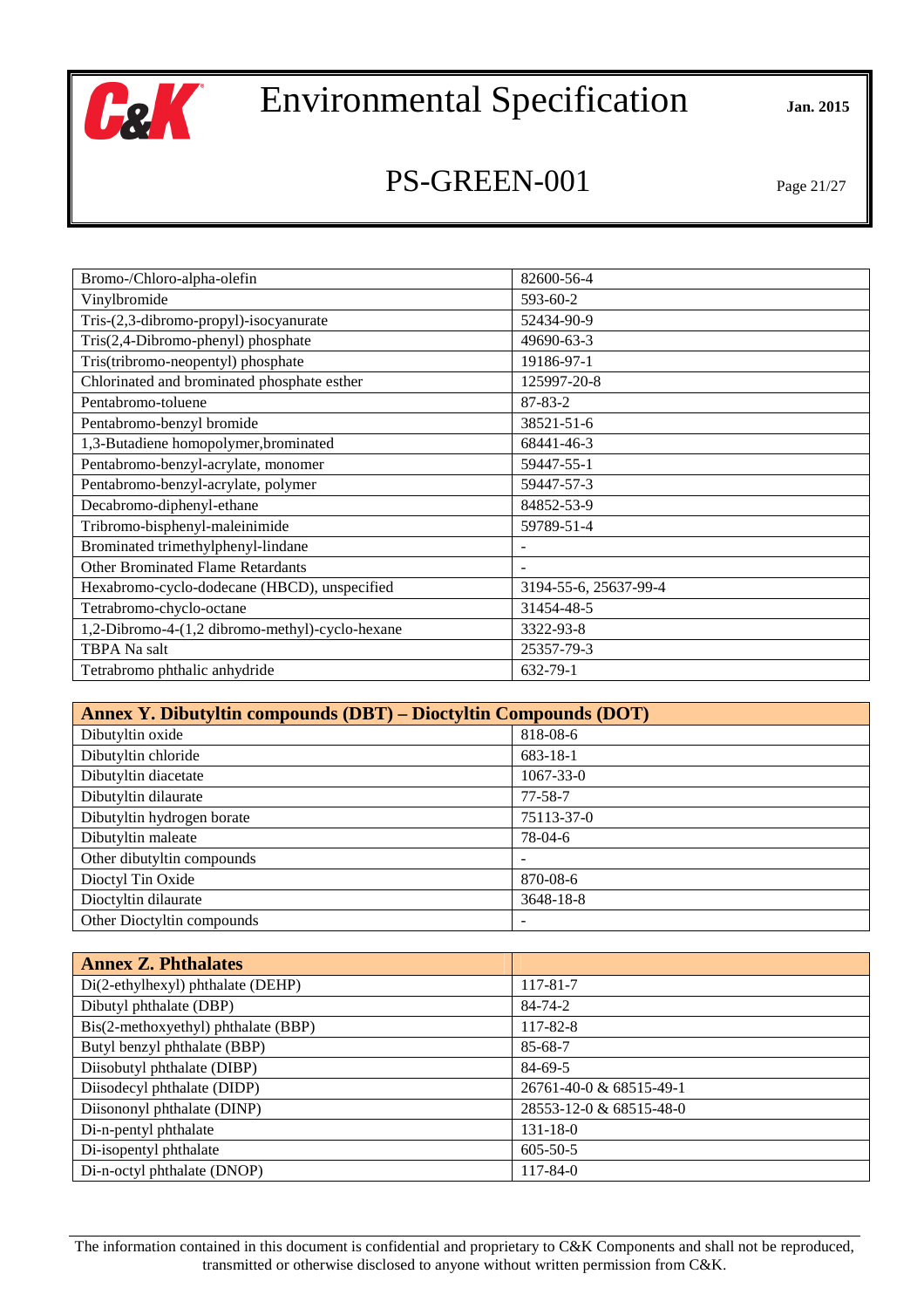| Bromo-/Chloro-alpha-olefin | 82600-56-4 |
|---|---|
| Vinylbromide | 593-60-2 |
| Tris-(2,3-dibromo-propyl)-isocyanurate | 52434-90-9 |
| Tris(2,4-Dibromo-phenyl) phosphate | 49690-63-3 |
| Tris(tribromo-neopentyl) phosphate | 19186-97-1 |
| Chlorinated and brominated phosphate esther | 125997-20-8 |
| Pentabromo-toluene | 87-83-2 |
| Pentabromo-benzyl bromide | 38521-51-6 |
| 1,3-Butadiene homopolymer,brominated | 68441-46-3 |
| Pentabromo-benzyl-acrylate, monomer | 59447-55-1 |
| Pentabromo-benzyl-acrylate, polymer | 59447-57-3 |
| Decabromo-diphenyl-ethane | 84852-53-9 |
| Tribromo-bisphenyl-maleinimide | 59789-51-4 |
| Brominated trimethylphenyl-lindane | - |
| Other Brominated Flame Retardants | - |
| Hexabromo-cyclo-dodecane (HBCD), unspecified | 3194-55-6, 25637-99-4 |
| Tetrabromo-chyclo-octane | 31454-48-5 |
| 1,2-Dibromo-4-(1,2 dibromo-methyl)-cyclo-hexane | 3322-93-8 |
| TBPA Na salt | 25357-79-3 |
| Tetrabromo phthalic anhydride | 632-79-1 |

| **Annex Y. Dibutyltin compounds (DBT) – Dioctyltin Compounds (DOT)** | |
|---|---|
| Dibutyltin oxide | 818-08-6 |
| Dibutyltin chloride | 683-18-1 |
| Dibutyltin diacetate | 1067-33-0 |
| Dibutyltin dilaurate | 77-58-7 |
| Dibutyltin hydrogen borate | 75113-37-0 |
| Dibutyltin maleate | 78-04-6 |
| Other dibutyltin compounds | - |
| Dioctyl Tin Oxide | 870-08-6 |
| Dioctyltin dilaurate | 3648-18-8 |
| Other Dioctyltin compounds | - |

| **Annex Z. Phthalates** | |
|---|---|
| Di(2-ethylhexyl) phthalate (DEHP) | 117-81-7 |
| Dibutyl phthalate (DBP) | 84-74-2 |
| Bis(2-methoxyethyl) phthalate (BBP) | 117-82-8 |
| Butyl benzyl phthalate (BBP) | 85-68-7 |
| Diisobutyl phthalate (DIBP) | 84-69-5 |
| Diisodecyl phthalate (DIDP) | 26761-40-0 & 68515-49-1 |
| Diisononyl phthalate (DINP) | 28553-12-0 & 68515-48-0 |
| Di-n-pentyl phthalate | 131-18-0 |
| Di-isopentyl phthalate | 605-50-5 |
| Di-n-octyl phthalate (DNOP) | 117-84-0 |

The information contained in this document is confidential and proprietary to C&K Components and shall not be reproduced, transmitted or otherwise disclosed to anyone without written permission from C&K.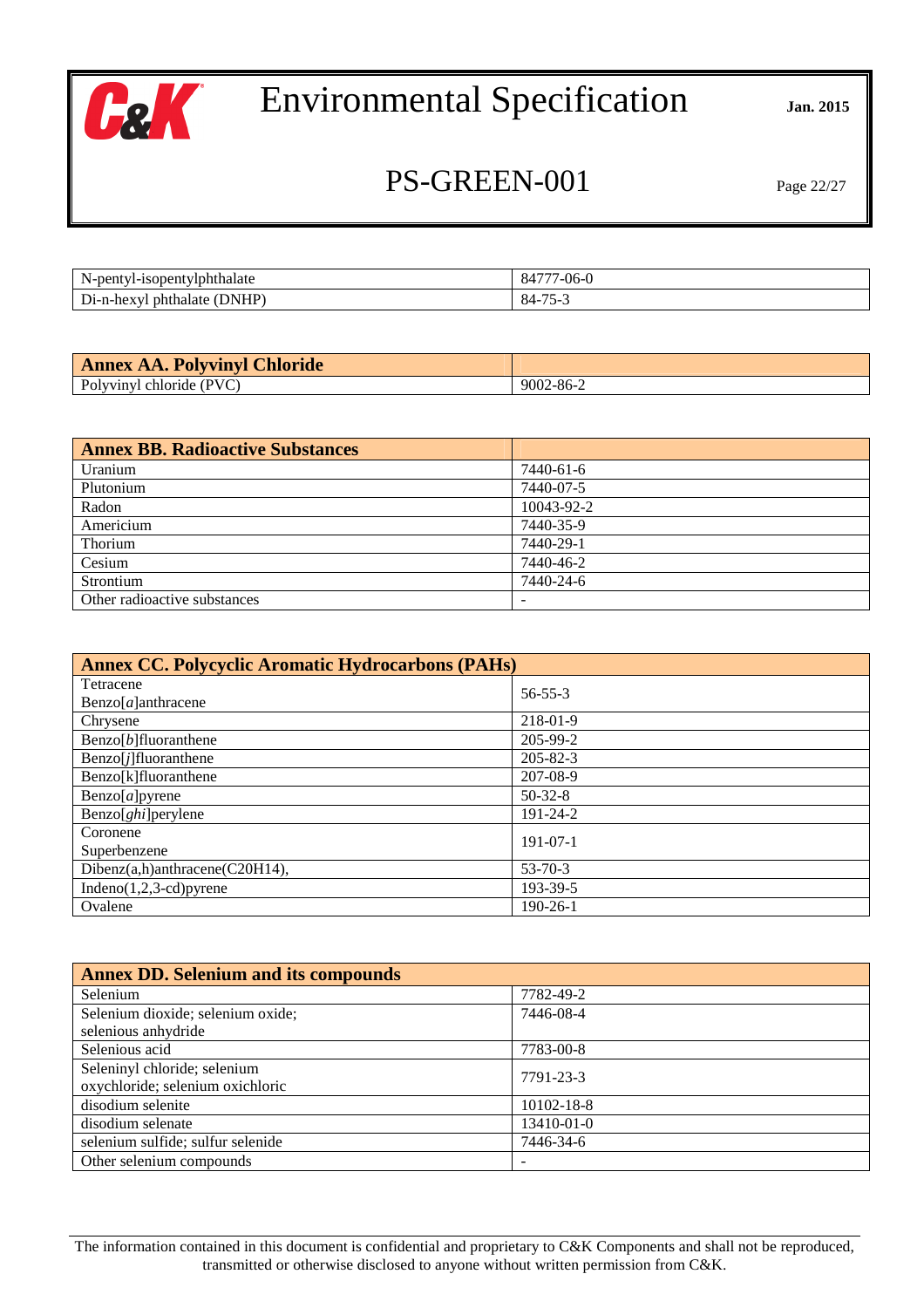| | |
|---|---|
| N-pentyl-isopentylphthalate | 84777-06-0 |
| Di-n-hexyl phthalate (DNHP) | 84-75-3 |

| **Annex AA. Polyvinyl Chloride** | |
|---|---|
| Polyvinyl chloride (PVC) | 9002-86-2 |

| **Annex BB. Radioactive Substances** | |
|---|---|
| Uranium | 7440-61-6 |
| Plutonium | 7440-07-5 |
| Radon | 10043-92-2 |
| Americium | 7440-35-9 |
| Thorium | 7440-29-1 |
| Cesium | 7440-46-2 |
| Strontium | 7440-24-6 |
| Other radioactive substances | - |

| **Annex CC. Polycyclic Aromatic Hydrocarbons (PAHs)** | |
|---|---|
| Tetracene<br>Benzo[*a*]anthracene | 56-55-3 |
| Chrysene | 218-01-9 |
| Benzo[*b*]fluoranthene | 205-99-2 |
| Benzo[*j*]fluoranthene | 205-82-3 |
| Benzo[k]fluoranthene | 207-08-9 |
| Benzo[*a*]pyrene | 50-32-8 |
| Benzo[*ghi*]perylene | 191-24-2 |
| Coronene<br>Superbenzene | 191-07-1 |
| Dibenz(a,h)anthracene(C20H14), | 53-70-3 |
| Indeno(1,2,3-cd)pyrene | 193-39-5 |
| Ovalene | 190-26-1 |

| **Annex DD. Selenium and its compounds** | |
|---|---|
| Selenium | 7782-49-2 |
| Selenium dioxide; selenium oxide; selenious anhydride | 7446-08-4 |
| Selenious acid | 7783-00-8 |
| Seleninyl chloride; selenium oxychloride; selenium oxichloric | 7791-23-3 |
| disodium selenite | 10102-18-8 |
| disodium selenate | 13410-01-0 |
| selenium sulfide; sulfur selenide | 7446-34-6 |
| Other selenium compounds | - |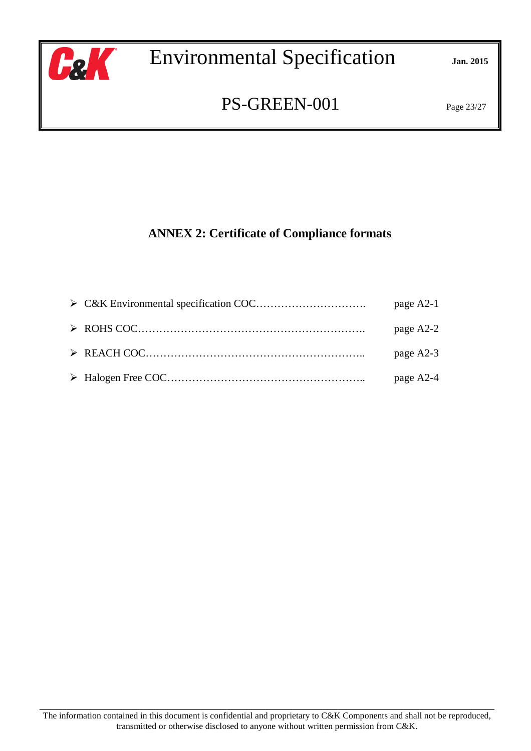## ANNEX 2: Certificate of Compliance formats

- C&K Environmental specification COC…………………………. page A2-1
- ROHS COC………………………………………………………. page A2-2
- REACH COC…………………………………………………….. page A2-3
- Halogen Free COC……………………………………………….. page A2-4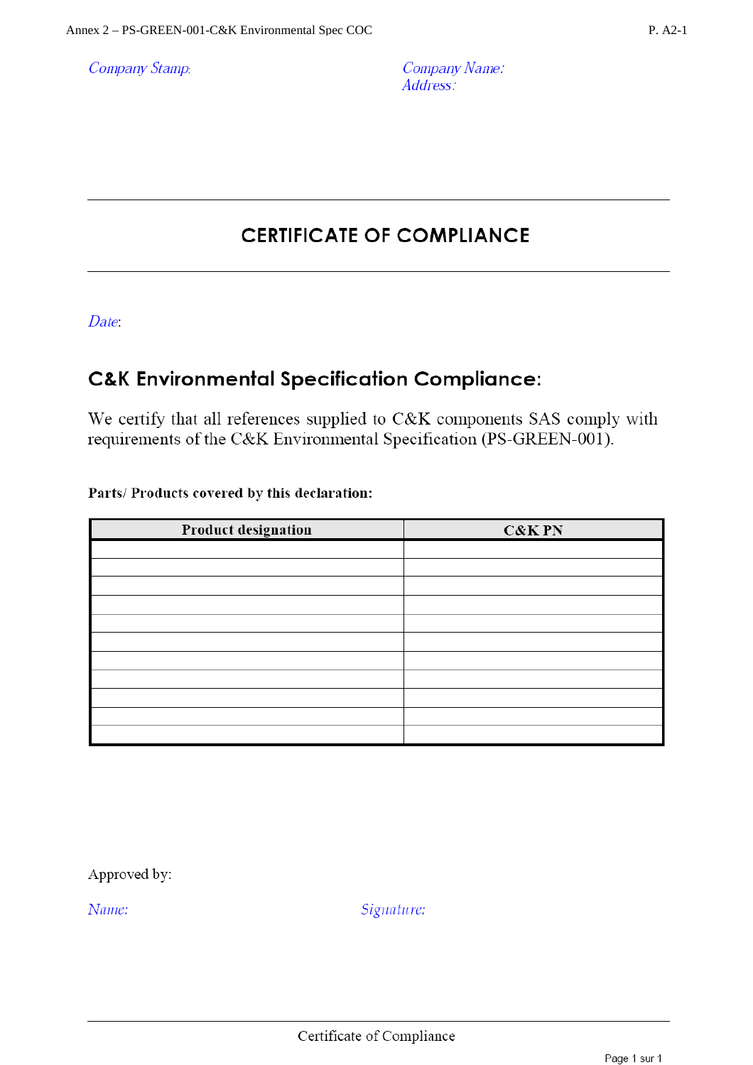*Company Stamp:*

*Company Name:*
*Address:*

---

# CERTIFICATE OF COMPLIANCE

---

*Date*:

## C&K Environmental Specification Compliance:

We certify that all references supplied to C&K components SAS comply with requirements of the C&K Environmental Specification (PS-GREEN-001).

**Parts/ Products covered by this declaration:**

| Product designation | C&K PN |
|---|---|
| | |
| | |
| | |
| | |
| | |
| | |
| | |
| | |
| | |
| | |
| | |

Approved by:

*Name:*

*Signature:*

Certificate of Compliance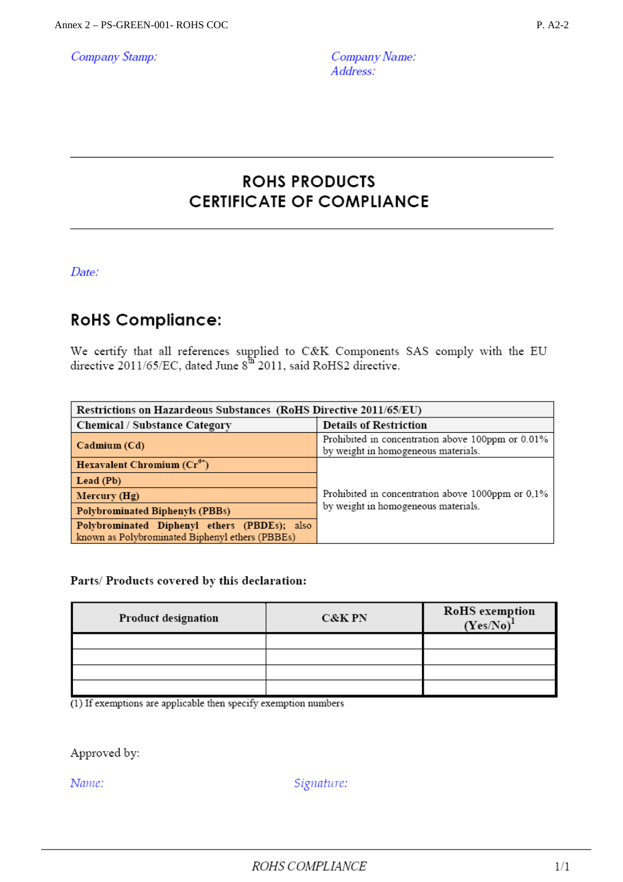*Company Stamp:*

*Company Name:*
*Address:*

# ROHS PRODUCTS
# CERTIFICATE OF COMPLIANCE

*Date:*

## RoHS Compliance:

We certify that all references supplied to C&K Components SAS comply with the EU directive 2011/65/EC, dated June 8th 2011, said RoHS2 directive.

| **Restrictions on Hazardeous Substances (RoHS Directive 2011/65/EU)** | |
|---|---|
| **Chemical / Substance Category** | **Details of Restriction** |
| **Cadmium (Cd)** | Prohibited in concentration above 100ppm or 0.01% by weight in homogeneous materials. |
| **Hexavalent Chromium ($Cr^{6+}$)** | Prohibited in concentration above 1000ppm or 0,1% by weight in homogeneous materials. |
| **Lead (Pb)** | |
| **Mercury (Hg)** | |
| **Polybrominated Biphenyls (PBBs)** | |
| **Polybrominated Diphenyl ethers (PBDEs);** also known as Polybrominated Biphenyl ethers (PBBEs) | |

**Parts/ Products covered by this declaration:**

| Product designation | C&K PN | RoHS exemption (Yes/No)[1] |
|---|---|---|
| | | |
| | | |
| | | |
| | | |

(1) If exemptions are applicable then specify exemption numbers

Approved by:

*Name:* *Signature:*

*ROHS COMPLIANCE*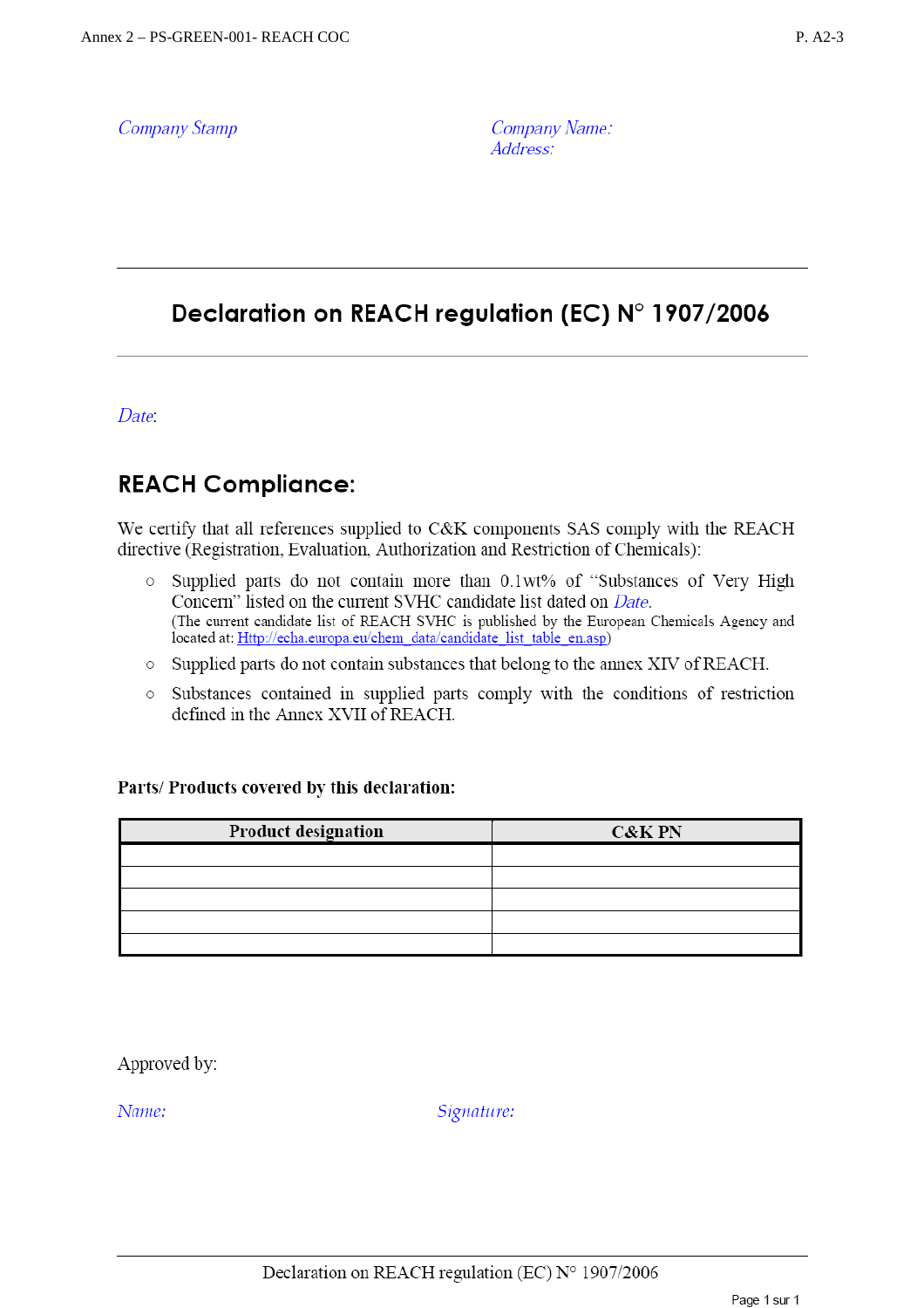*Company Stamp*

*Company Name:*
*Address:*

# Declaration on REACH regulation (EC) N° 1907/2006

*Date*:

## REACH Compliance:

We certify that all references supplied to C&K components SAS comply with the REACH directive (Registration, Evaluation, Authorization and Restriction of Chemicals):

- Supplied parts do not contain more than 0.1wt% of "Substances of Very High Concern" listed on the current SVHC candidate list dated on *Date*.
  (The current candidate list of REACH SVHC is published by the European Chemicals Agency and located at: Http://echa.europa.eu/chem_data/candidate_list_table_en.asp)
- Supplied parts do not contain substances that belong to the annex XIV of REACH.
- Substances contained in supplied parts comply with the conditions of restriction defined in the Annex XVII of REACH.

**Parts/ Products covered by this declaration:**

| Product designation | C&K PN |
|---|---|
| | |
| | |
| | |
| | |
| | |

Approved by:

*Name:* *Signature:*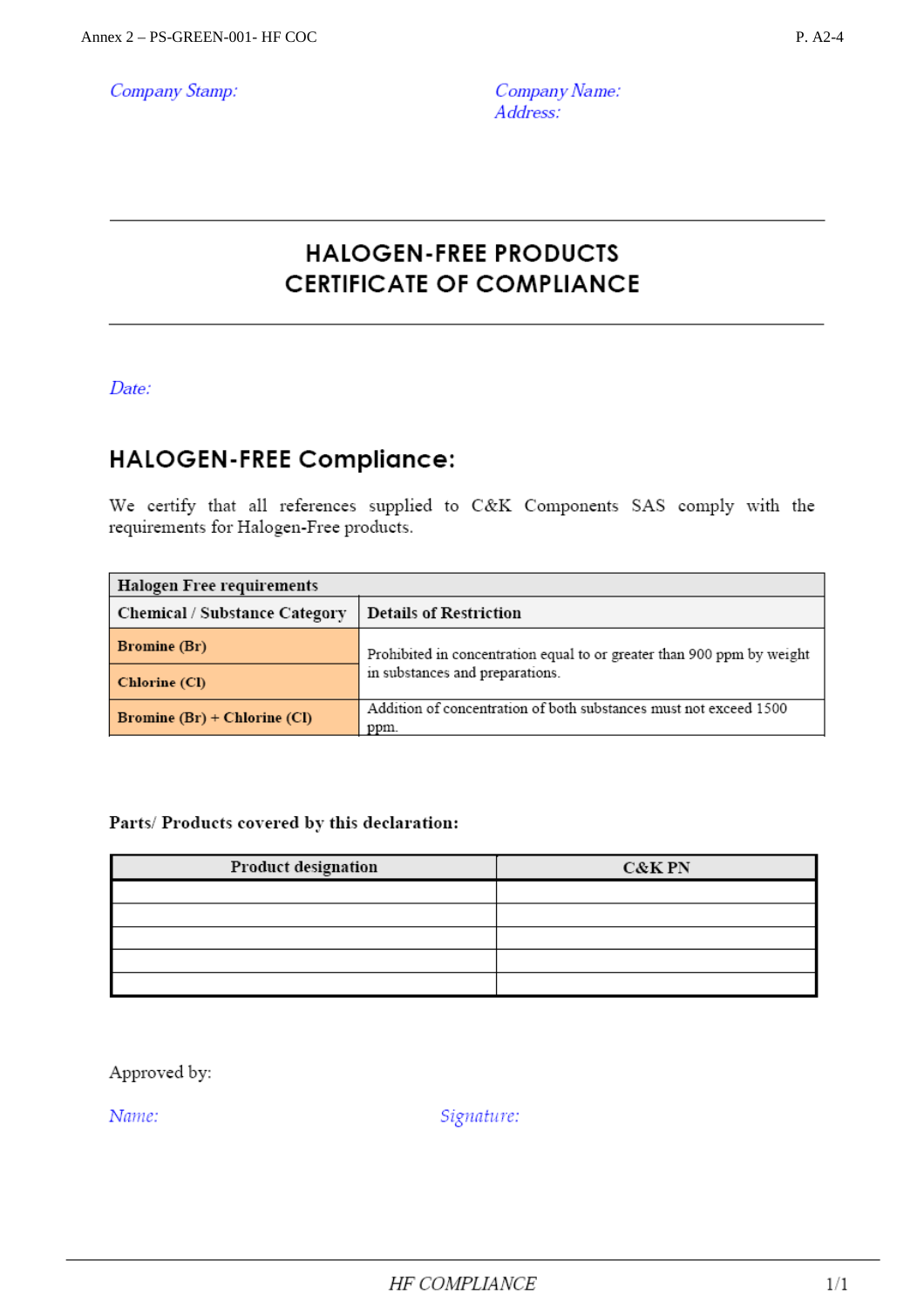*Company Stamp:*

*Company Name:*
*Address:*

# HALOGEN-FREE PRODUCTS CERTIFICATE OF COMPLIANCE

*Date:*

## HALOGEN-FREE Compliance:

We certify that all references supplied to C&K Components SAS comply with the requirements for Halogen-Free products.

| Halogen Free requirements | |
|---|---|
| **Chemical / Substance Category** | **Details of Restriction** |
| **Bromine (Br)** | Prohibited in concentration equal to or greater than 900 ppm by weight in substances and preparations. |
| **Chlorine (Cl)** | |
| **Bromine (Br) + Chlorine (Cl)** | Addition of concentration of both substances must not exceed 1500 ppm. |

**Parts/ Products covered by this declaration:**

| Product designation | C&K PN |
|---|---|
| | |
| | |
| | |
| | |
| | |

Approved by:

*Name:* *Signature:*

*HF COMPLIANCE*